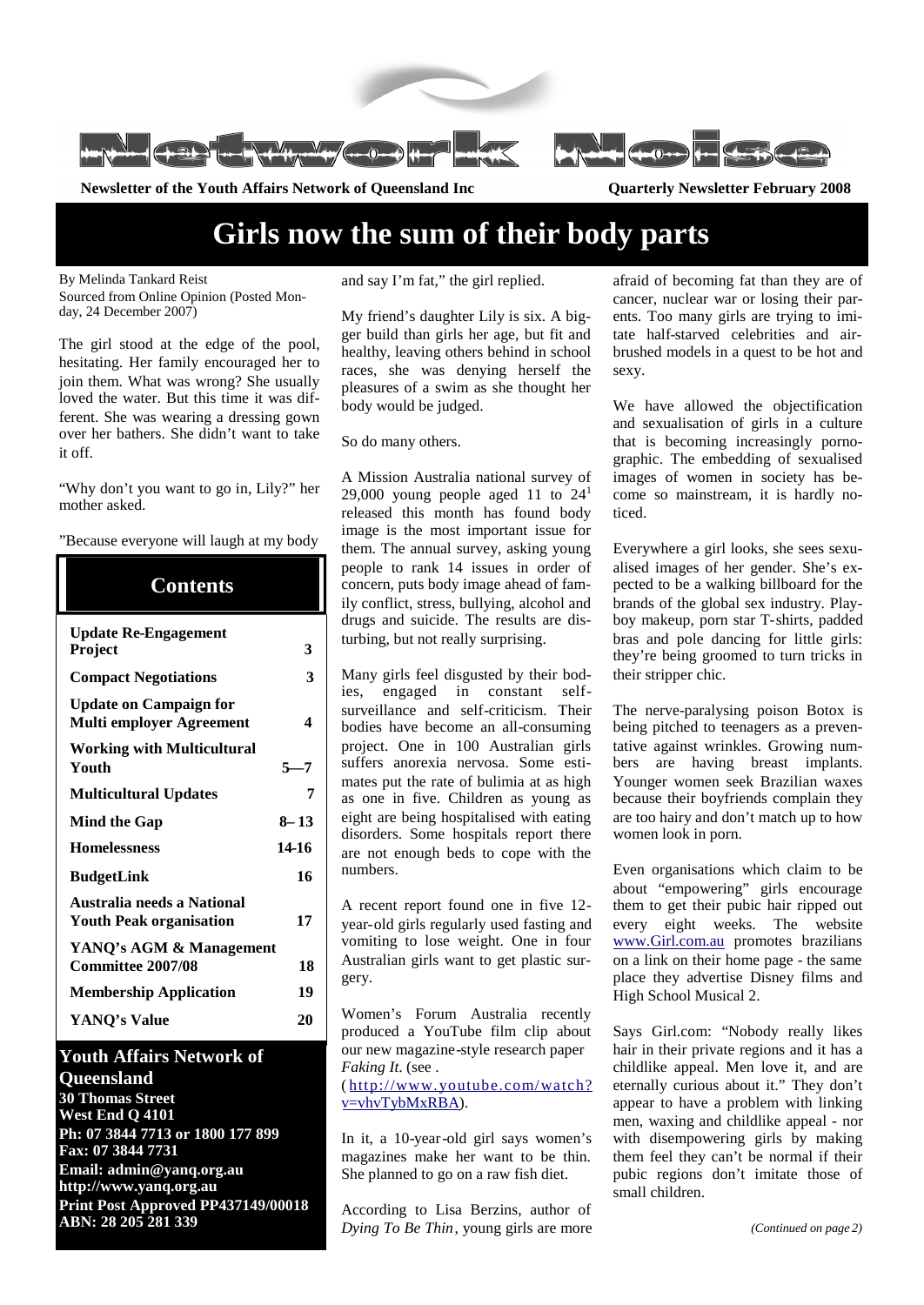# Network Noise

**Newsletter of the Youth Affairs Network of Queensland Inc** **Quarterly Newsletter February 2008**

# Girls now the sum of their body parts

By Melinda Tankard Reist
Sourced from Online Opinion (Posted Monday, 24 December 2007)

The girl stood at the edge of the pool, hesitating. Her family encouraged her to join them. What was wrong? She usually loved the water. But this time it was different. She was wearing a dressing gown over her bathers. She didn't want to take it off.

"Why don't you want to go in, Lily?" her mother asked.

"Because everyone will laugh at my body and say I'm fat," the girl replied.

My friend's daughter Lily is six. A bigger build than girls her age, but fit and healthy, leaving others behind in school races, she was denying herself the pleasures of a swim as she thought her body would be judged.

So do many others.

A Mission Australia national survey of 29,000 young people aged 11 to 24[1] released this month has found body image is the most important issue for them. The annual survey, asking young people to rank 14 issues in order of concern, puts body image ahead of family conflict, stress, bullying, alcohol and drugs and suicide. The results are disturbing, but not really surprising.

Many girls feel disgusted by their bodies, engaged in constant self-surveillance and self-criticism. Their bodies have become an all-consuming project. One in 100 Australian girls suffers anorexia nervosa. Some estimates put the rate of bulimia at as high as one in five. Children as young as eight are being hospitalised with eating disorders. Some hospitals report there are not enough beds to cope with the numbers.

A recent report found one in five 12-year-old girls regularly used fasting and vomiting to lose weight. One in four Australian girls want to get plastic surgery.

Women's Forum Australia recently produced a YouTube film clip about our new magazine-style research paper *Faking It.* (see . (http://www.youtube.com/watch?v=vhvTybMxRBA).

In it, a 10-year-old girl says women's magazines make her want to be thin. She planned to go on a raw fish diet.

According to Lisa Berzins, author of *Dying To Be Thin*, young girls are more afraid of becoming fat than they are of cancer, nuclear war or losing their parents. Too many girls are trying to imitate half-starved celebrities and airbrushed models in a quest to be hot and sexy.

We have allowed the objectification and sexualisation of girls in a culture that is becoming increasingly pornographic. The embedding of sexualised images of women in society has become so mainstream, it is hardly noticed.

Everywhere a girl looks, she sees sexualised images of her gender. She's expected to be a walking billboard for the brands of the global sex industry. Playboy makeup, porn star T-shirts, padded bras and pole dancing for little girls: they're being groomed to turn tricks in their stripper chic.

The nerve-paralysing poison Botox is being pitched to teenagers as a preventative against wrinkles. Growing numbers are having breast implants. Younger women seek Brazilian waxes because their boyfriends complain they are too hairy and don't match up to how women look in porn.

Even organisations which claim to be about "empowering" girls encourage them to get their pubic hair ripped out every eight weeks. The website www.Girl.com.au promotes brazilians on a link on their home page - the same place they advertise Disney films and High School Musical 2.

Says Girl.com: "Nobody really likes hair in their private regions and it has a childlike appeal. Men love it, and are eternally curious about it." They don't appear to have a problem with linking men, waxing and childlike appeal - nor with disempowering girls by making them feel they can't be normal if their pubic regions don't imitate those of small children.

*(Continued on page 2)*

## Contents

| | |
|---|---|
| **Update Re-Engagement Project** | **3** |
| **Compact Negotiations** | **3** |
| **Update on Campaign for Multi employer Agreement** | **4** |
| **Working with Multicultural Youth** | **5—7** |
| **Multicultural Updates** | **7** |
| **Mind the Gap** | **8–13** |
| **Homelessness** | **14-16** |
| **BudgetLink** | **16** |
| **Australia needs a National Youth Peak organisation** | **17** |
| **YANQ's AGM & Management Committee 2007/08** | **18** |
| **Membership Application** | **19** |
| **YANQ's Value** | **20** |

**Youth Affairs Network of Queensland**
**30 Thomas Street**
**West End Q 4101**
**Ph: 07 3844 7713 or 1800 177 899**
**Fax: 07 3844 7731**
**Email: admin@yanq.org.au**
**http://www.yanq.org.au**
**Print Post Approved PP437149/00018**
**ABN: 28 205 281 339**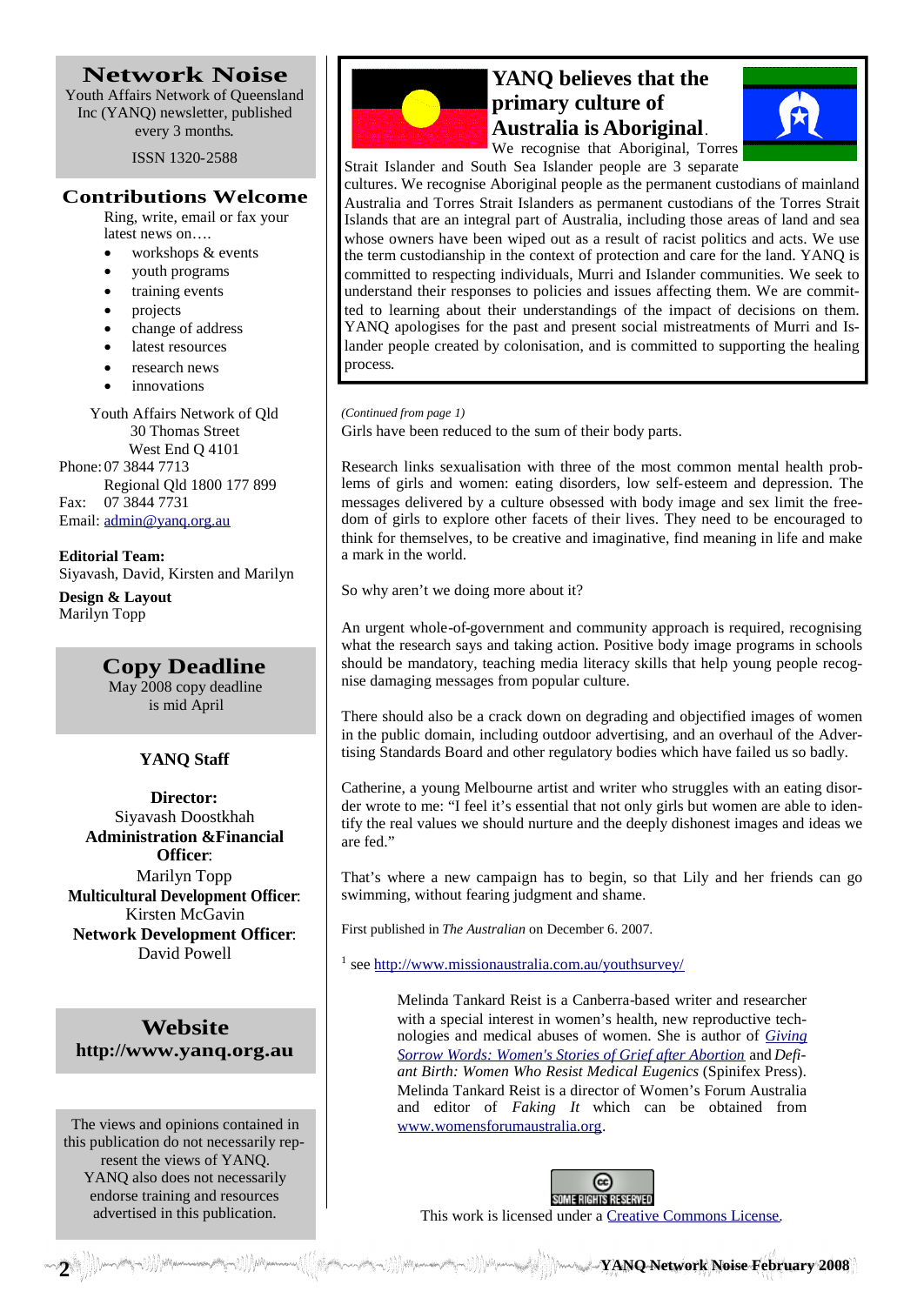## Network Noise

Youth Affairs Network of Queensland Inc (YANQ) newsletter, published every 3 months.

ISSN 1320-2588

## Contributions Welcome

Ring, write, email or fax your latest news on….

- workshops & events
- youth programs
- training events
- projects
- change of address
- latest resources
- research news
- innovations

Youth Affairs Network of Qld
30 Thomas Street
West End Q 4101
Phone: 07 3844 7713
Regional Qld 1800 177 899
Fax: 07 3844 7731
Email: admin@yanq.org.au

**Editorial Team:**
Siyavash, David, Kirsten and Marilyn

**Design & Layout**
Marilyn Topp

## Copy Deadline

May 2008 copy deadline is mid April

### YANQ Staff

**Director:**
Siyavash Doostkhah
**Administration &Financial Officer**:
Marilyn Topp
**Multicultural Development Officer**:
Kirsten McGavin
**Network Development Officer**:
David Powell

## Website
**http://www.yanq.org.au**

The views and opinions contained in this publication do not necessarily represent the views of YANQ. YANQ also does not necessarily endorse training and resources advertised in this publication.

## YANQ believes that the primary culture of Australia is Aboriginal.

We recognise that Aboriginal, Torres Strait Islander and South Sea Islander people are 3 separate cultures. We recognise Aboriginal people as the permanent custodians of mainland Australia and Torres Strait Islanders as permanent custodians of the Torres Strait Islands that are an integral part of Australia, including those areas of land and sea whose owners have been wiped out as a result of racist politics and acts. We use the term custodianship in the context of protection and care for the land. YANQ is committed to respecting individuals, Murri and Islander communities. We seek to understand their responses to policies and issues affecting them. We are committed to learning about their understandings of the impact of decisions on them. YANQ apologises for the past and present social mistreatments of Murri and Islander people created by colonisation, and is committed to supporting the healing process.

*(Continued from page 1)*

Girls have been reduced to the sum of their body parts.

Research links sexualisation with three of the most common mental health problems of girls and women: eating disorders, low self-esteem and depression. The messages delivered by a culture obsessed with body image and sex limit the freedom of girls to explore other facets of their lives. They need to be encouraged to think for themselves, to be creative and imaginative, find meaning in life and make a mark in the world.

So why aren't we doing more about it?

An urgent whole-of-government and community approach is required, recognising what the research says and taking action. Positive body image programs in schools should be mandatory, teaching media literacy skills that help young people recognise damaging messages from popular culture.

There should also be a crack down on degrading and objectified images of women in the public domain, including outdoor advertising, and an overhaul of the Advertising Standards Board and other regulatory bodies which have failed us so badly.

Catherine, a young Melbourne artist and writer who struggles with an eating disorder wrote to me: "I feel it's essential that not only girls but women are able to identify the real values we should nurture and the deeply dishonest images and ideas we are fed."

That's where a new campaign has to begin, so that Lily and her friends can go swimming, without fearing judgment and shame.

First published in *The Australian* on December 6. 2007.

[1] see http://www.missionaustralia.com.au/youthsurvey/

Melinda Tankard Reist is a Canberra-based writer and researcher with a special interest in women's health, new reproductive technologies and medical abuses of women. She is author of *Giving Sorrow Words: Women's Stories of Grief after Abortion* and *Defiant Birth: Women Who Resist Medical Eugenics* (Spinifex Press). Melinda Tankard Reist is a director of Women's Forum Australia and editor of *Faking It* which can be obtained from www.womensforumaustralia.org.

SOME RIGHTS RESERVED
This work is licensed under a Creative Commons License.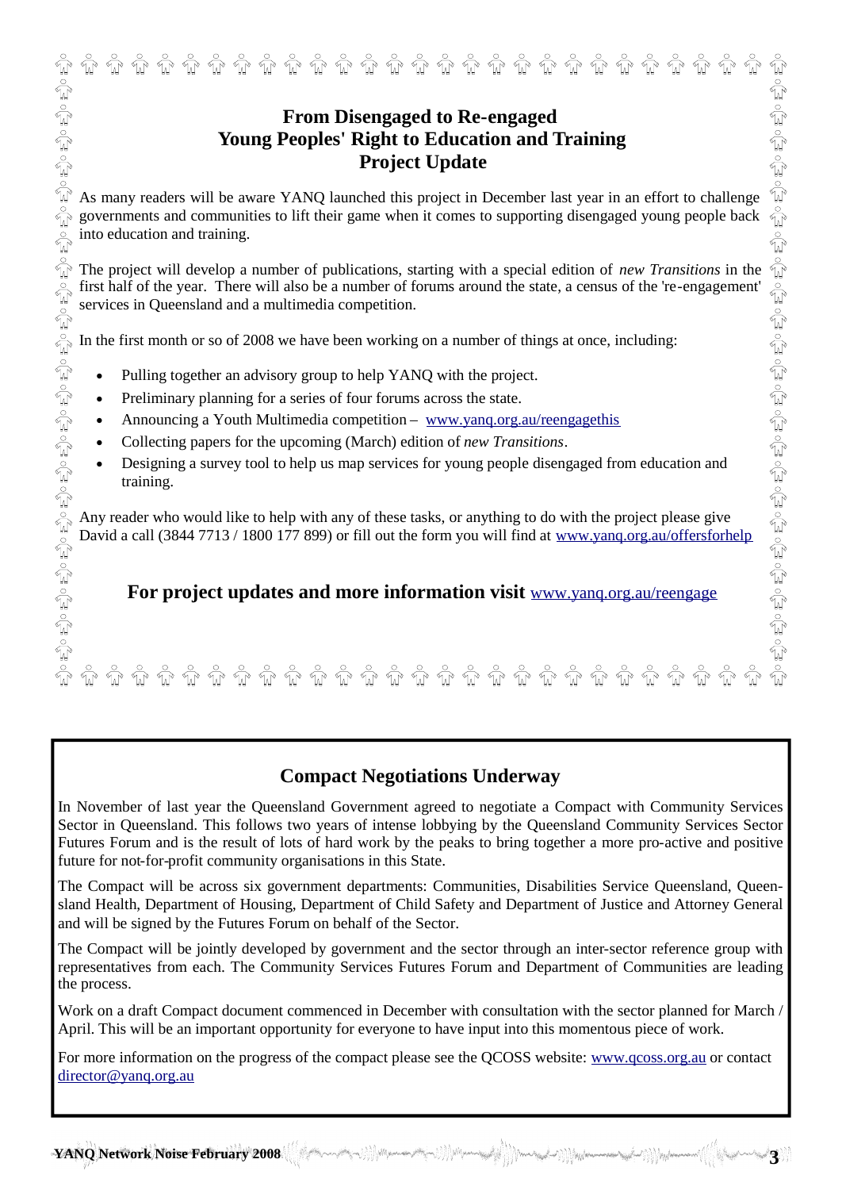## From Disengaged to Re-engaged
## Young Peoples' Right to Education and Training
## Project Update

As many readers will be aware YANQ launched this project in December last year in an effort to challenge governments and communities to lift their game when it comes to supporting disengaged young people back into education and training.

The project will develop a number of publications, starting with a special edition of *new Transitions* in the first half of the year. There will also be a number of forums around the state, a census of the 're-engagement' services in Queensland and a multimedia competition.

In the first month or so of 2008 we have been working on a number of things at once, including:

- Pulling together an advisory group to help YANQ with the project.
- Preliminary planning for a series of four forums across the state.
- Announcing a Youth Multimedia competition – www.yanq.org.au/reengagethis
- Collecting papers for the upcoming (March) edition of *new Transitions*.
- Designing a survey tool to help us map services for young people disengaged from education and training.

Any reader who would like to help with any of these tasks, or anything to do with the project please give David a call (3844 7713 / 1800 177 899) or fill out the form you will find at www.yanq.org.au/offersforhelp

**For project updates and more information visit** www.yanq.org.au/reengage

## Compact Negotiations Underway

In November of last year the Queensland Government agreed to negotiate a Compact with Community Services Sector in Queensland. This follows two years of intense lobbying by the Queensland Community Services Sector Futures Forum and is the result of lots of hard work by the peaks to bring together a more pro-active and positive future for not-for-profit community organisations in this State.

The Compact will be across six government departments: Communities, Disabilities Service Queensland, Queensland Health, Department of Housing, Department of Child Safety and Department of Justice and Attorney General and will be signed by the Futures Forum on behalf of the Sector.

The Compact will be jointly developed by government and the sector through an inter-sector reference group with representatives from each. The Community Services Futures Forum and Department of Communities are leading the process.

Work on a draft Compact document commenced in December with consultation with the sector planned for March / April. This will be an important opportunity for everyone to have input into this momentous piece of work.

For more information on the progress of the compact please see the QCOSS website: www.qcoss.org.au or contact director@yanq.org.au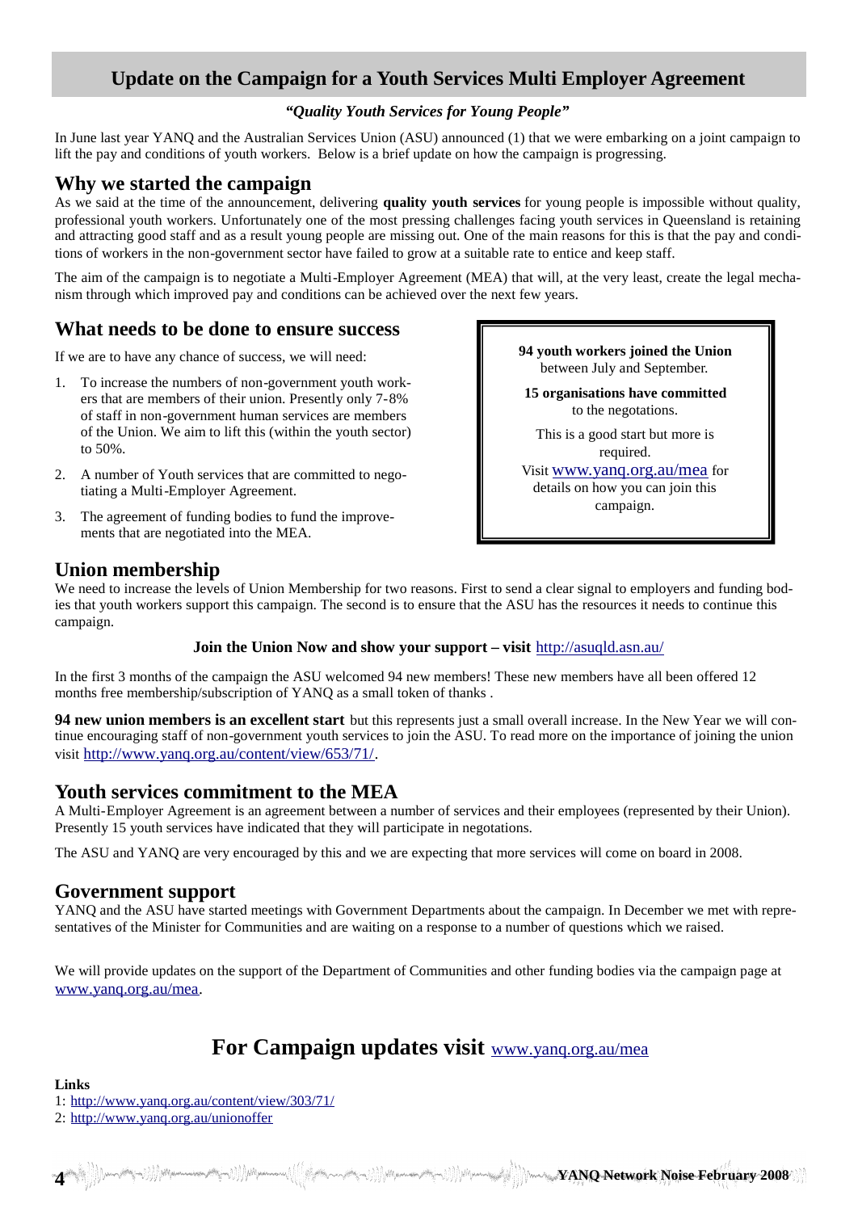# Update on the Campaign for a Youth Services Multi Employer Agreement

***"Quality Youth Services for Young People"***

In June last year YANQ and the Australian Services Union (ASU) announced (1) that we were embarking on a joint campaign to lift the pay and conditions of youth workers. Below is a brief update on how the campaign is progressing.

## Why we started the campaign

As we said at the time of the announcement, delivering **quality youth services** for young people is impossible without quality, professional youth workers. Unfortunately one of the most pressing challenges facing youth services in Queensland is retaining and attracting good staff and as a result young people are missing out. One of the main reasons for this is that the pay and conditions of workers in the non-government sector have failed to grow at a suitable rate to entice and keep staff.

The aim of the campaign is to negotiate a Multi-Employer Agreement (MEA) that will, at the very least, create the legal mechanism through which improved pay and conditions can be achieved over the next few years.

## What needs to be done to ensure success

If we are to have any chance of success, we will need:

1. To increase the numbers of non-government youth workers that are members of their union. Presently only 7-8% of staff in non-government human services are members of the Union. We aim to lift this (within the youth sector) to 50%.
2. A number of Youth services that are committed to negotiating a Multi-Employer Agreement.
3. The agreement of funding bodies to fund the improvements that are negotiated into the MEA.

**94 youth workers joined the Union** between July and September.

**15 organisations have committed** to the negotiations.

This is a good start but more is required.
Visit www.yanq.org.au/mea for details on how you can join this campaign.

## Union membership

We need to increase the levels of Union Membership for two reasons. First to send a clear signal to employers and funding bodies that youth workers support this campaign. The second is to ensure that the ASU has the resources it needs to continue this campaign.

**Join the Union Now and show your support – visit** http://asuqld.asn.au/

In the first 3 months of the campaign the ASU welcomed 94 new members! These new members have all been offered 12 months free membership/subscription of YANQ as a small token of thanks .

**94 new union members is an excellent start** but this represents just a small overall increase. In the New Year we will continue encouraging staff of non-government youth services to join the ASU. To read more on the importance of joining the union visit http://www.yanq.org.au/content/view/653/71/.

## Youth services commitment to the MEA

A Multi-Employer Agreement is an agreement between a number of services and their employees (represented by their Union). Presently 15 youth services have indicated that they will participate in negotiations.

The ASU and YANQ are very encouraged by this and we are expecting that more services will come on board in 2008.

## Government support

YANQ and the ASU have started meetings with Government Departments about the campaign. In December we met with representatives of the Minister for Communities and are waiting on a response to a number of questions which we raised.

We will provide updates on the support of the Department of Communities and other funding bodies via the campaign page at www.yanq.org.au/mea.

# For Campaign updates visit www.yanq.org.au/mea

**Links**

1: http://www.yanq.org.au/content/view/303/71/
2: http://www.yanq.org.au/unionoffer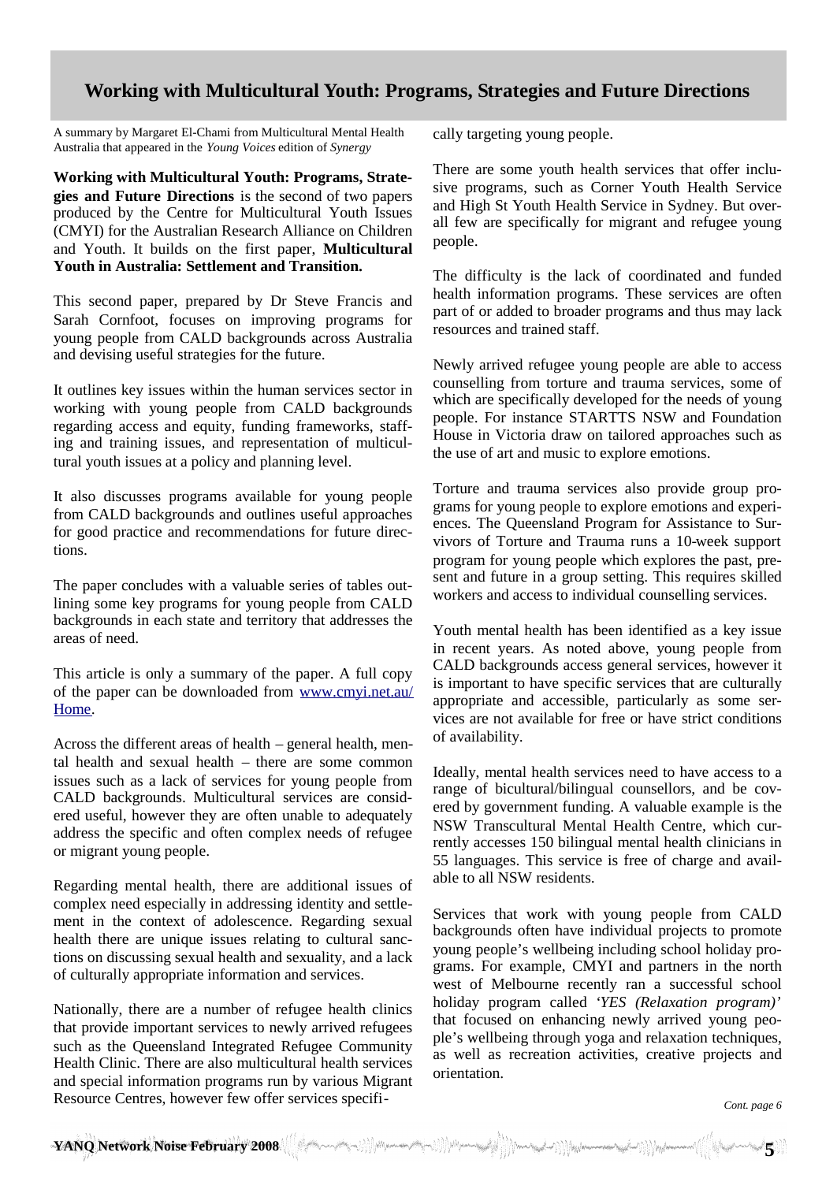## Working with Multicultural Youth: Programs, Strategies and Future Directions

A summary by Margaret El-Chami from Multicultural Mental Health Australia that appeared in the *Young Voices* edition of *Synergy*

**Working with Multicultural Youth: Programs, Strategies and Future Directions** is the second of two papers produced by the Centre for Multicultural Youth Issues (CMYI) for the Australian Research Alliance on Children and Youth. It builds on the first paper, **Multicultural Youth in Australia: Settlement and Transition.**

This second paper, prepared by Dr Steve Francis and Sarah Cornfoot, focuses on improving programs for young people from CALD backgrounds across Australia and devising useful strategies for the future.

It outlines key issues within the human services sector in working with young people from CALD backgrounds regarding access and equity, funding frameworks, staffing and training issues, and representation of multicultural youth issues at a policy and planning level.

It also discusses programs available for young people from CALD backgrounds and outlines useful approaches for good practice and recommendations for future directions.

The paper concludes with a valuable series of tables outlining some key programs for young people from CALD backgrounds in each state and territory that addresses the areas of need.

This article is only a summary of the paper. A full copy of the paper can be downloaded from www.cmyi.net.au/Home.

Across the different areas of health – general health, mental health and sexual health – there are some common issues such as a lack of services for young people from CALD backgrounds. Multicultural services are considered useful, however they are often unable to adequately address the specific and often complex needs of refugee or migrant young people.

Regarding mental health, there are additional issues of complex need especially in addressing identity and settlement in the context of adolescence. Regarding sexual health there are unique issues relating to cultural sanctions on discussing sexual health and sexuality, and a lack of culturally appropriate information and services.

Nationally, there are a number of refugee health clinics that provide important services to newly arrived refugees such as the Queensland Integrated Refugee Community Health Clinic. There are also multicultural health services and special information programs run by various Migrant Resource Centres, however few offer services specifically targeting young people.

There are some youth health services that offer inclusive programs, such as Corner Youth Health Service and High St Youth Health Service in Sydney. But overall few are specifically for migrant and refugee young people.

The difficulty is the lack of coordinated and funded health information programs. These services are often part of or added to broader programs and thus may lack resources and trained staff.

Newly arrived refugee young people are able to access counselling from torture and trauma services, some of which are specifically developed for the needs of young people. For instance STARTTS NSW and Foundation House in Victoria draw on tailored approaches such as the use of art and music to explore emotions.

Torture and trauma services also provide group programs for young people to explore emotions and experiences. The Queensland Program for Assistance to Survivors of Torture and Trauma runs a 10-week support program for young people which explores the past, present and future in a group setting. This requires skilled workers and access to individual counselling services.

Youth mental health has been identified as a key issue in recent years. As noted above, young people from CALD backgrounds access general services, however it is important to have specific services that are culturally appropriate and accessible, particularly as some services are not available for free or have strict conditions of availability.

Ideally, mental health services need to have access to a range of bicultural/bilingual counsellors, and be covered by government funding. A valuable example is the NSW Transcultural Mental Health Centre, which currently accesses 150 bilingual mental health clinicians in 55 languages. This service is free of charge and available to all NSW residents.

Services that work with young people from CALD backgrounds often have individual projects to promote young people's wellbeing including school holiday programs. For example, CMYI and partners in the north west of Melbourne recently ran a successful school holiday program called *'YES (Relaxation program)'* that focused on enhancing newly arrived young people's wellbeing through yoga and relaxation techniques, as well as recreation activities, creative projects and orientation.

*Cont. page 6*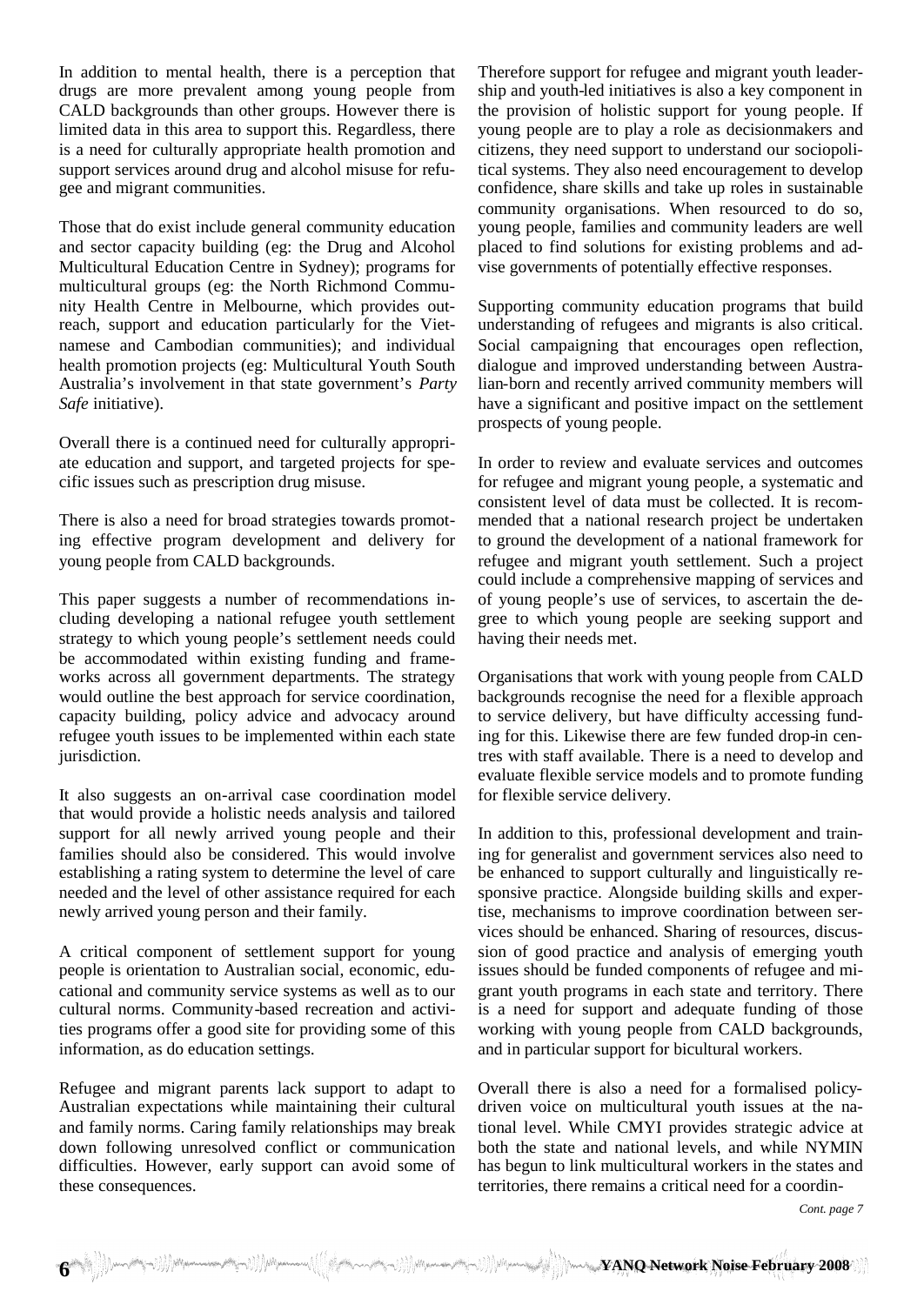In addition to mental health, there is a perception that drugs are more prevalent among young people from CALD backgrounds than other groups. However there is limited data in this area to support this. Regardless, there is a need for culturally appropriate health promotion and support services around drug and alcohol misuse for refugee and migrant communities.

Those that do exist include general community education and sector capacity building (eg: the Drug and Alcohol Multicultural Education Centre in Sydney); programs for multicultural groups (eg: the North Richmond Community Health Centre in Melbourne, which provides outreach, support and education particularly for the Vietnamese and Cambodian communities); and individual health promotion projects (eg: Multicultural Youth South Australia's involvement in that state government's *Party Safe* initiative).

Overall there is a continued need for culturally appropriate education and support, and targeted projects for specific issues such as prescription drug misuse.

There is also a need for broad strategies towards promoting effective program development and delivery for young people from CALD backgrounds.

This paper suggests a number of recommendations including developing a national refugee youth settlement strategy to which young people's settlement needs could be accommodated within existing funding and frameworks across all government departments. The strategy would outline the best approach for service coordination, capacity building, policy advice and advocacy around refugee youth issues to be implemented within each state jurisdiction.

It also suggests an on-arrival case coordination model that would provide a holistic needs analysis and tailored support for all newly arrived young people and their families should also be considered. This would involve establishing a rating system to determine the level of care needed and the level of other assistance required for each newly arrived young person and their family.

A critical component of settlement support for young people is orientation to Australian social, economic, educational and community service systems as well as to our cultural norms. Community-based recreation and activities programs offer a good site for providing some of this information, as do education settings.

Refugee and migrant parents lack support to adapt to Australian expectations while maintaining their cultural and family norms. Caring family relationships may break down following unresolved conflict or communication difficulties. However, early support can avoid some of these consequences.

Therefore support for refugee and migrant youth leadership and youth-led initiatives is also a key component in the provision of holistic support for young people. If young people are to play a role as decisionmakers and citizens, they need support to understand our sociopolitical systems. They also need encouragement to develop confidence, share skills and take up roles in sustainable community organisations. When resourced to do so, young people, families and community leaders are well placed to find solutions for existing problems and advise governments of potentially effective responses.

Supporting community education programs that build understanding of refugees and migrants is also critical. Social campaigning that encourages open reflection, dialogue and improved understanding between Australian-born and recently arrived community members will have a significant and positive impact on the settlement prospects of young people.

In order to review and evaluate services and outcomes for refugee and migrant young people, a systematic and consistent level of data must be collected. It is recommended that a national research project be undertaken to ground the development of a national framework for refugee and migrant youth settlement. Such a project could include a comprehensive mapping of services and of young people's use of services, to ascertain the degree to which young people are seeking support and having their needs met.

Organisations that work with young people from CALD backgrounds recognise the need for a flexible approach to service delivery, but have difficulty accessing funding for this. Likewise there are few funded drop-in centres with staff available. There is a need to develop and evaluate flexible service models and to promote funding for flexible service delivery.

In addition to this, professional development and training for generalist and government services also need to be enhanced to support culturally and linguistically responsive practice. Alongside building skills and expertise, mechanisms to improve coordination between services should be enhanced. Sharing of resources, discussion of good practice and analysis of emerging youth issues should be funded components of refugee and migrant youth programs in each state and territory. There is a need for support and adequate funding of those working with young people from CALD backgrounds, and in particular support for bicultural workers.

Overall there is also a need for a formalised policy-driven voice on multicultural youth issues at the national level. While CMYI provides strategic advice at both the state and national levels, and while NYMIN has begun to link multicultural workers in the states and territories, there remains a critical need for a coordin-

*Cont. page 7*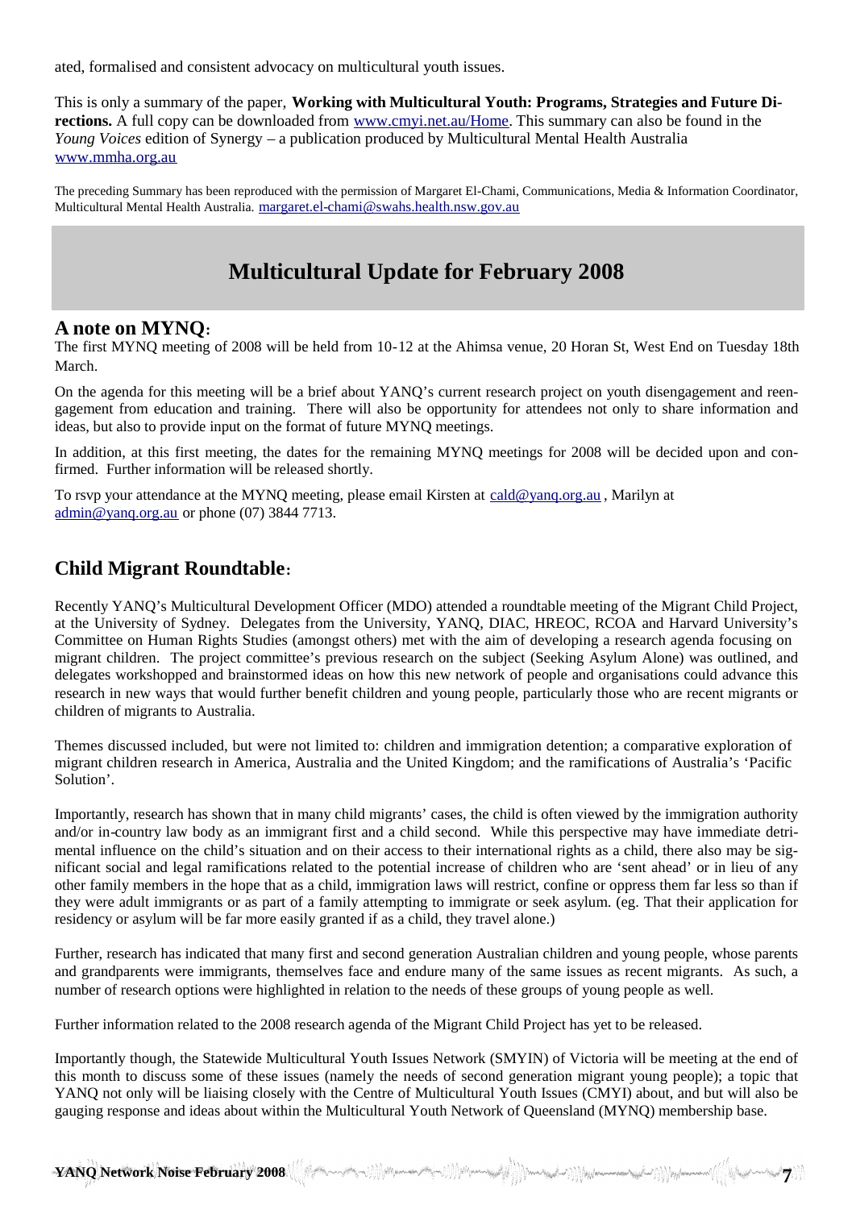ated, formalised and consistent advocacy on multicultural youth issues.

This is only a summary of the paper, **Working with Multicultural Youth: Programs, Strategies and Future Directions.** A full copy can be downloaded from www.cmyi.net.au/Home. This summary can also be found in the *Young Voices* edition of Synergy – a publication produced by Multicultural Mental Health Australia www.mmha.org.au

The preceding Summary has been reproduced with the permission of Margaret El-Chami, Communications, Media & Information Coordinator, Multicultural Mental Health Australia. margaret.el-chami@swahs.health.nsw.gov.au

# Multicultural Update for February 2008

## A note on MYNQ:

The first MYNQ meeting of 2008 will be held from 10-12 at the Ahimsa venue, 20 Horan St, West End on Tuesday 18th March.

On the agenda for this meeting will be a brief about YANQ's current research project on youth disengagement and reengagement from education and training. There will also be opportunity for attendees not only to share information and ideas, but also to provide input on the format of future MYNQ meetings.

In addition, at this first meeting, the dates for the remaining MYNQ meetings for 2008 will be decided upon and confirmed. Further information will be released shortly.

To rsvp your attendance at the MYNQ meeting, please email Kirsten at cald@yanq.org.au , Marilyn at admin@yanq.org.au or phone (07) 3844 7713.

## Child Migrant Roundtable:

Recently YANQ's Multicultural Development Officer (MDO) attended a roundtable meeting of the Migrant Child Project, at the University of Sydney. Delegates from the University, YANQ, DIAC, HREOC, RCOA and Harvard University's Committee on Human Rights Studies (amongst others) met with the aim of developing a research agenda focusing on migrant children. The project committee's previous research on the subject (Seeking Asylum Alone) was outlined, and delegates workshopped and brainstormed ideas on how this new network of people and organisations could advance this research in new ways that would further benefit children and young people, particularly those who are recent migrants or children of migrants to Australia.

Themes discussed included, but were not limited to: children and immigration detention; a comparative exploration of migrant children research in America, Australia and the United Kingdom; and the ramifications of Australia's 'Pacific Solution'.

Importantly, research has shown that in many child migrants' cases, the child is often viewed by the immigration authority and/or in-country law body as an immigrant first and a child second. While this perspective may have immediate detrimental influence on the child's situation and on their access to their international rights as a child, there also may be significant social and legal ramifications related to the potential increase of children who are 'sent ahead' or in lieu of any other family members in the hope that as a child, immigration laws will restrict, confine or oppress them far less so than if they were adult immigrants or as part of a family attempting to immigrate or seek asylum. (eg. That their application for residency or asylum will be far more easily granted if as a child, they travel alone.)

Further, research has indicated that many first and second generation Australian children and young people, whose parents and grandparents were immigrants, themselves face and endure many of the same issues as recent migrants. As such, a number of research options were highlighted in relation to the needs of these groups of young people as well.

Further information related to the 2008 research agenda of the Migrant Child Project has yet to be released.

Importantly though, the Statewide Multicultural Youth Issues Network (SMYIN) of Victoria will be meeting at the end of this month to discuss some of these issues (namely the needs of second generation migrant young people); a topic that YANQ not only will be liaising closely with the Centre of Multicultural Youth Issues (CMYI) about, and but will also be gauging response and ideas about within the Multicultural Youth Network of Queensland (MYNQ) membership base.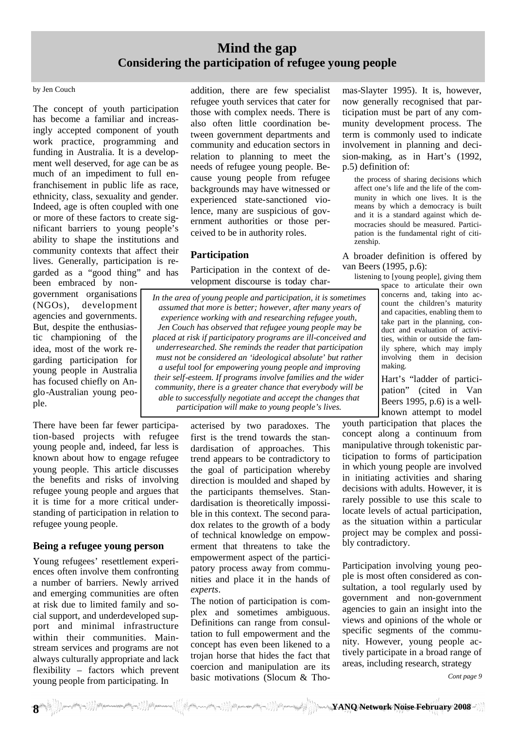# Mind the gap
## Considering the participation of refugee young people

by Jen Couch

*In the area of young people and participation, it is sometimes assumed that more is better; however, after many years of experience working with and researching refugee youth, Jen Couch has observed that refugee young people may be placed at risk if participatory programs are ill-conceived and underresearched. She reminds the reader that participation must not be considered an 'ideological absolute' but rather a useful tool for empowering young people and improving their self-esteem. If programs involve families and the wider community, there is a greater chance that everybody will be able to successfully negotiate and accept the changes that participation will make to young people's lives.*

The concept of youth participation has become a familiar and increasingly accepted component of youth work practice, programming and funding in Australia. It is a development well deserved, for age can be as much of an impediment to full enfranchisement in public life as race, ethnicity, class, sexuality and gender. Indeed, age is often coupled with one or more of these factors to create significant barriers to young people's ability to shape the institutions and community contexts that affect their lives. Generally, participation is regarded as a "good thing" and has been embraced by non-government organisations (NGOs), development agencies and governments. But, despite the enthusiastic championing of the idea, most of the work regarding participation for young people in Australia has focused chiefly on Anglo-Australian young people.

There have been far fewer participation-based projects with refugee young people and, indeed, far less is known about how to engage refugee young people. This article discusses the benefits and risks of involving refugee young people and argues that it is time for a more critical understanding of participation in relation to refugee young people.

### Being a refugee young person

Young refugees' resettlement experiences often involve them confronting a number of barriers. Newly arrived and emerging communities are often at risk due to limited family and social support, and underdeveloped support and minimal infrastructure within their communities. Mainstream services and programs are not always culturally appropriate and lack flexibility – factors which prevent young people from participating. In addition, there are few specialist refugee youth services that cater for those with complex needs. There is also often little coordination between government departments and community and education sectors in relation to planning to meet the needs of refugee young people. Because young people from refugee backgrounds may have witnessed or experienced state-sanctioned violence, many are suspicious of government authorities or those perceived to be in authority roles.

### Participation

Participation in the context of development discourse is today characterised by two paradoxes. The first is the trend towards the standardisation of approaches. This trend appears to be contradictory to the goal of participation whereby direction is moulded and shaped by the participants themselves. Standardisation is theoretically impossible in this context. The second paradox relates to the growth of a body of technical knowledge on empowerment that threatens to take the empowerment aspect of the participatory process away from communities and place it in the hands of *experts*.

The notion of participation is complex and sometimes ambiguous. Definitions can range from consultation to full empowerment and the concept has even been likened to a trojan horse that hides the fact that coercion and manipulation are its basic motivations (Slocum & Thomas-Slayter 1995). It is, however, now generally recognised that participation must be part of any community development process. The term is commonly used to indicate involvement in planning and decision-making, as in Hart's (1992, p.5) definition of:

> the process of sharing decisions which affect one's life and the life of the community in which one lives. It is the means by which a democracy is built and it is a standard against which democracies should be measured. Participation is the fundamental right of citizenship.

A broader definition is offered by van Beers (1995, p.6):

> listening to [young people], giving them space to articulate their own concerns and, taking into account the children's maturity and capacities, enabling them to take part in the planning, conduct and evaluation of activities, within or outside the family sphere, which may imply involving them in decision making.

Hart's "ladder of participation" (cited in Van Beers 1995, p.6) is a well-known attempt to model youth participation that places the concept along a continuum from manipulative through tokenistic participation to forms of participation in which young people are involved in initiating activities and sharing decisions with adults. However, it is rarely possible to use this scale to locate levels of actual participation, as the situation within a particular project may be complex and possibly contradictory.

Participation involving young people is most often considered as consultation, a tool regularly used by government and non-government agencies to gain an insight into the views and opinions of the whole or specific segments of the community. However, young people actively participate in a broad range of areas, including research, strategy

*Cont page 9*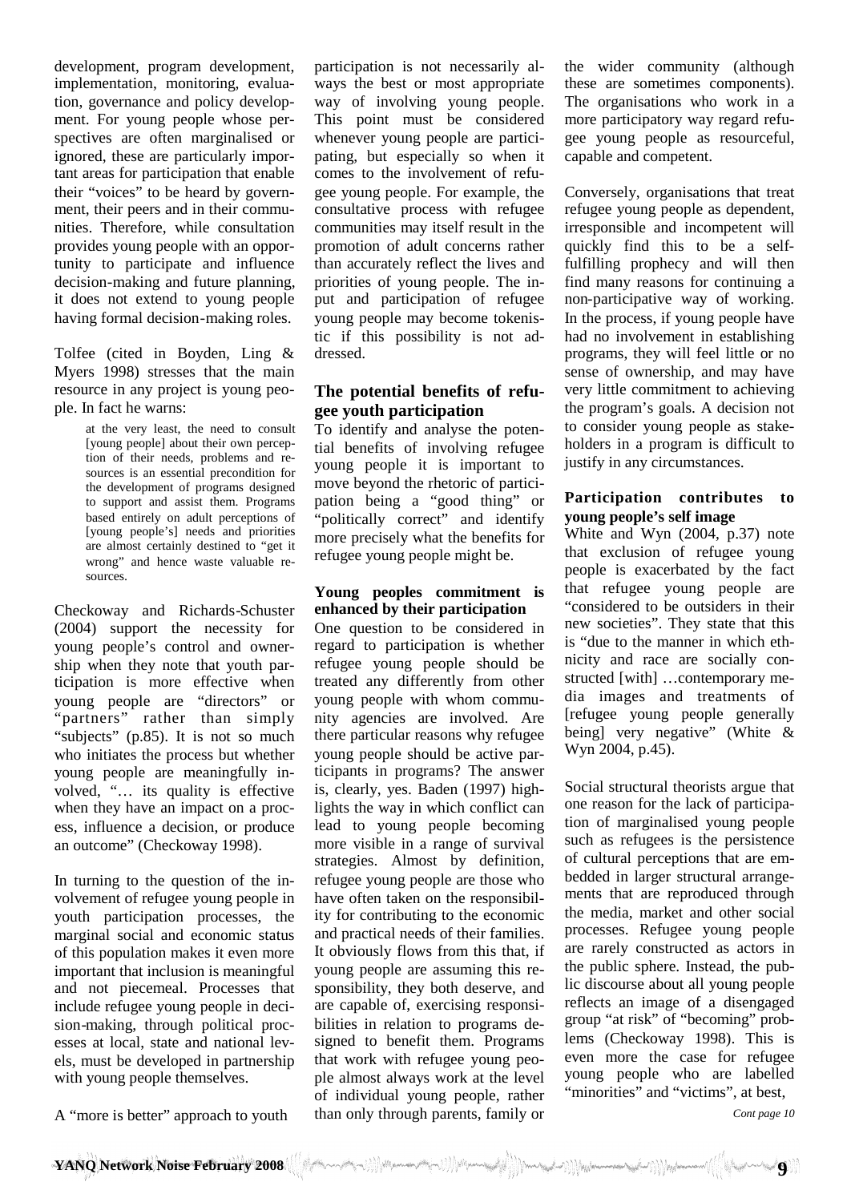development, program development, implementation, monitoring, evaluation, governance and policy development. For young people whose perspectives are often marginalised or ignored, these are particularly important areas for participation that enable their "voices" to be heard by government, their peers and in their communities. Therefore, while consultation provides young people with an opportunity to participate and influence decision-making and future planning, it does not extend to young people having formal decision-making roles.

Tolfee (cited in Boyden, Ling & Myers 1998) stresses that the main resource in any project is young people. In fact he warns:

> at the very least, the need to consult [young people] about their own perception of their needs, problems and resources is an essential precondition for the development of programs designed to support and assist them. Programs based entirely on adult perceptions of [young people's] needs and priorities are almost certainly destined to "get it wrong" and hence waste valuable resources.

Checkoway and Richards-Schuster (2004) support the necessity for young people's control and ownership when they note that youth participation is more effective when young people are "directors" or "partners" rather than simply "subjects" (p.85). It is not so much who initiates the process but whether young people are meaningfully involved, "… its quality is effective when they have an impact on a process, influence a decision, or produce an outcome" (Checkoway 1998).

In turning to the question of the involvement of refugee young people in youth participation processes, the marginal social and economic status of this population makes it even more important that inclusion is meaningful and not piecemeal. Processes that include refugee young people in decision-making, through political processes at local, state and national levels, must be developed in partnership with young people themselves.

A "more is better" approach to youth participation is not necessarily always the best or most appropriate way of involving young people. This point must be considered whenever young people are participating, but especially so when it comes to the involvement of refugee young people. For example, the consultative process with refugee communities may itself result in the promotion of adult concerns rather than accurately reflect the lives and priorities of young people. The input and participation of refugee young people may become tokenistic if this possibility is not addressed.

## The potential benefits of refugee youth participation

To identify and analyse the potential benefits of involving refugee young people it is important to move beyond the rhetoric of participation being a "good thing" or "politically correct" and identify more precisely what the benefits for refugee young people might be.

### Young peoples commitment is enhanced by their participation

One question to be considered in regard to participation is whether refugee young people should be treated any differently from other young people with whom community agencies are involved. Are there particular reasons why refugee young people should be active participants in programs? The answer is, clearly, yes. Baden (1997) highlights the way in which conflict can lead to young people becoming more visible in a range of survival strategies. Almost by definition, refugee young people are those who have often taken on the responsibility for contributing to the economic and practical needs of their families. It obviously flows from this that, if young people are assuming this responsibility, they both deserve, and are capable of, exercising responsibilities in relation to programs designed to benefit them. Programs that work with refugee young people almost always work at the level of individual young people, rather than only through parents, family or the wider community (although these are sometimes components). The organisations who work in a more participatory way regard refugee young people as resourceful, capable and competent.

Conversely, organisations that treat refugee young people as dependent, irresponsible and incompetent will quickly find this to be a self-fulfilling prophecy and will then find many reasons for continuing a non-participative way of working. In the process, if young people have had no involvement in establishing programs, they will feel little or no sense of ownership, and may have very little commitment to achieving the program's goals. A decision not to consider young people as stakeholders in a program is difficult to justify in any circumstances.

### Participation contributes to young people's self image

White and Wyn (2004, p.37) note that exclusion of refugee young people is exacerbated by the fact that refugee young people are "considered to be outsiders in their new societies". They state that this is "due to the manner in which ethnicity and race are socially constructed [with] …contemporary media images and treatments of [refugee young people generally being] very negative" (White & Wyn 2004, p.45).

Social structural theorists argue that one reason for the lack of participation of marginalised young people such as refugees is the persistence of cultural perceptions that are embedded in larger structural arrangements that are reproduced through the media, market and other social processes. Refugee young people are rarely constructed as actors in the public sphere. Instead, the public discourse about all young people reflects an image of a disengaged group "at risk" of "becoming" problems (Checkoway 1998). This is even more the case for refugee young people who are labelled "minorities" and "victims", at best,

*Cont page 10*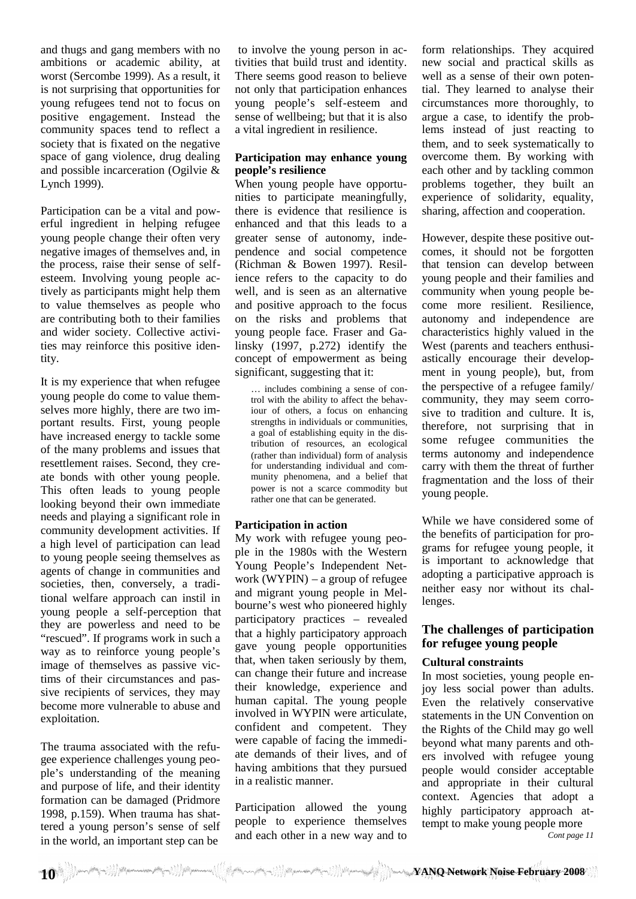and thugs and gang members with no ambitions or academic ability, at worst (Sercombe 1999). As a result, it is not surprising that opportunities for young refugees tend not to focus on positive engagement. Instead the community spaces tend to reflect a society that is fixated on the negative space of gang violence, drug dealing and possible incarceration (Ogilvie & Lynch 1999).

Participation can be a vital and powerful ingredient in helping refugee young people change their often very negative images of themselves and, in the process, raise their sense of self-esteem. Involving young people actively as participants might help them to value themselves as people who are contributing both to their families and wider society. Collective activities may reinforce this positive identity.

It is my experience that when refugee young people do come to value themselves more highly, there are two important results. First, young people have increased energy to tackle some of the many problems and issues that resettlement raises. Second, they create bonds with other young people. This often leads to young people looking beyond their own immediate needs and playing a significant role in community development activities. If a high level of participation can lead to young people seeing themselves as agents of change in communities and societies, then, conversely, a traditional welfare approach can instil in young people a self-perception that they are powerless and need to be "rescued". If programs work in such a way as to reinforce young people's image of themselves as passive victims of their circumstances and passive recipients of services, they may become more vulnerable to abuse and exploitation.

The trauma associated with the refugee experience challenges young people's understanding of the meaning and purpose of life, and their identity formation can be damaged (Pridmore 1998, p.159). When trauma has shattered a young person's sense of self in the world, an important step can be to involve the young person in activities that build trust and identity. There seems good reason to believe not only that participation enhances young people's self-esteem and sense of wellbeing; but that it is also a vital ingredient in resilience.

**Participation may enhance young people's resilience**

When young people have opportunities to participate meaningfully, there is evidence that resilience is enhanced and that this leads to a greater sense of autonomy, independence and social competence (Richman & Bowen 1997). Resilience refers to the capacity to do well, and is seen as an alternative and positive approach to the focus on the risks and problems that young people face. Fraser and Galinsky (1997, p.272) identify the concept of empowerment as being significant, suggesting that it:

> … includes combining a sense of control with the ability to affect the behaviour of others, a focus on enhancing strengths in individuals or communities, a goal of establishing equity in the distribution of resources, an ecological (rather than individual) form of analysis for understanding individual and community phenomena, and a belief that power is not a scarce commodity but rather one that can be generated.

**Participation in action**

My work with refugee young people in the 1980s with the Western Young People's Independent Network (WYPIN) – a group of refugee and migrant young people in Melbourne's west who pioneered highly participatory practices – revealed that a highly participatory approach gave young people opportunities that, when taken seriously by them, can change their future and increase their knowledge, experience and human capital. The young people involved in WYPIN were articulate, confident and competent. They were capable of facing the immediate demands of their lives, and of having ambitions that they pursued in a realistic manner.

Participation allowed the young people to experience themselves and each other in a new way and to form relationships. They acquired new social and practical skills as well as a sense of their own potential. They learned to analyse their circumstances more thoroughly, to argue a case, to identify the problems instead of just reacting to them, and to seek systematically to overcome them. By working with each other and by tackling common problems together, they built an experience of solidarity, equality, sharing, affection and cooperation.

However, despite these positive outcomes, it should not be forgotten that tension can develop between young people and their families and community when young people become more resilient. Resilience, autonomy and independence are characteristics highly valued in the West (parents and teachers enthusiastically encourage their development in young people), but, from the perspective of a refugee family/community, they may seem corrosive to tradition and culture. It is, therefore, not surprising that in some refugee communities the terms autonomy and independence carry with them the threat of further fragmentation and the loss of their young people.

While we have considered some of the benefits of participation for programs for refugee young people, it is important to acknowledge that adopting a participative approach is neither easy nor without its challenges.

## The challenges of participation for refugee young people

**Cultural constraints**

In most societies, young people enjoy less social power than adults. Even the relatively conservative statements in the UN Convention on the Rights of the Child may go well beyond what many parents and others involved with refugee young people would consider acceptable and appropriate in their cultural context. Agencies that adopt a highly participatory approach attempt to make young people more

*Cont page 11*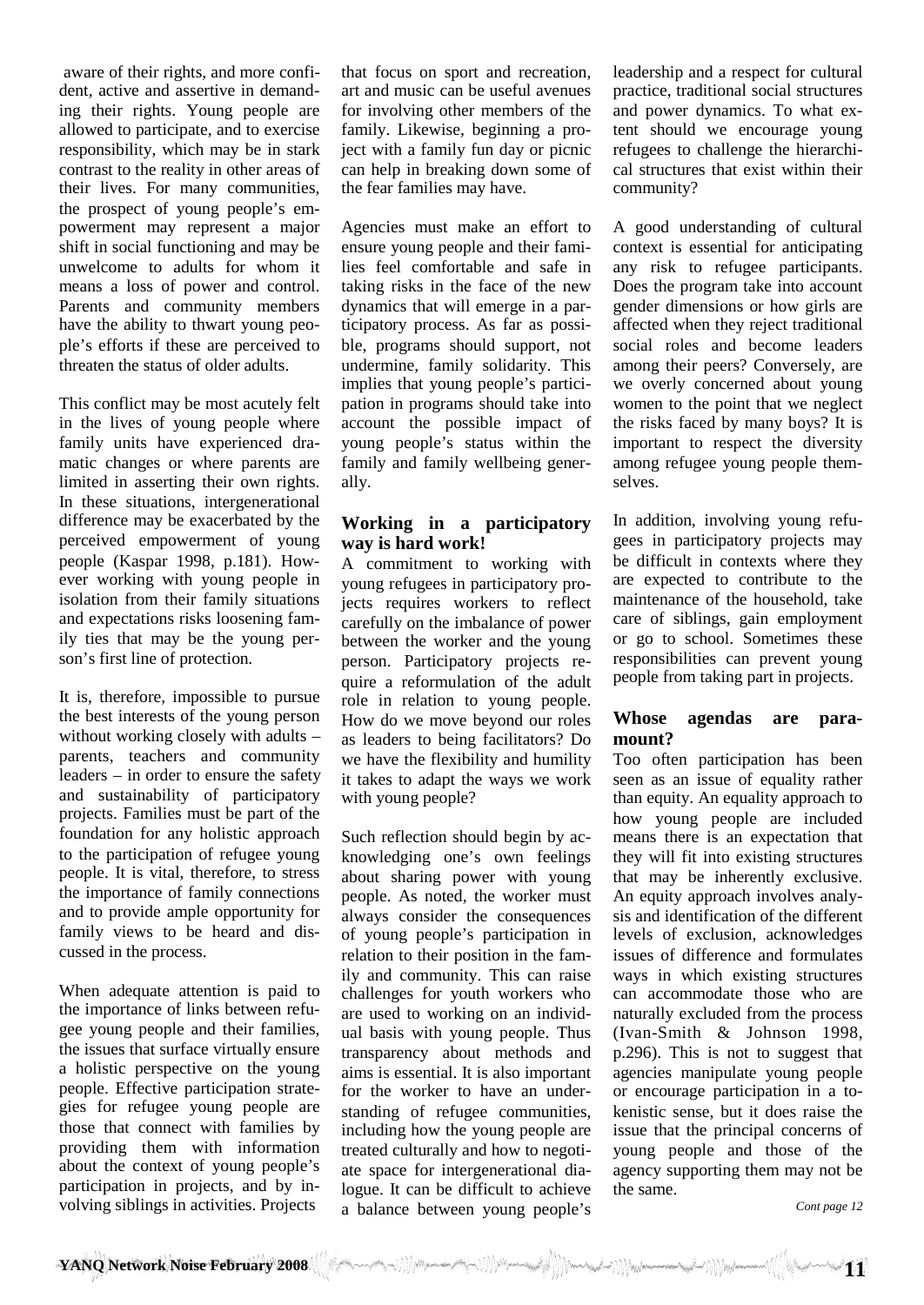aware of their rights, and more confident, active and assertive in demanding their rights. Young people are allowed to participate, and to exercise responsibility, which may be in stark contrast to the reality in other areas of their lives. For many communities, the prospect of young people's empowerment may represent a major shift in social functioning and may be unwelcome to adults for whom it means a loss of power and control. Parents and community members have the ability to thwart young people's efforts if these are perceived to threaten the status of older adults.

This conflict may be most acutely felt in the lives of young people where family units have experienced dramatic changes or where parents are limited in asserting their own rights. In these situations, intergenerational difference may be exacerbated by the perceived empowerment of young people (Kaspar 1998, p.181). However working with young people in isolation from their family situations and expectations risks loosening family ties that may be the young person's first line of protection.

It is, therefore, impossible to pursue the best interests of the young person without working closely with adults – parents, teachers and community leaders – in order to ensure the safety and sustainability of participatory projects. Families must be part of the foundation for any holistic approach to the participation of refugee young people. It is vital, therefore, to stress the importance of family connections and to provide ample opportunity for family views to be heard and discussed in the process.

When adequate attention is paid to the importance of links between refugee young people and their families, the issues that surface virtually ensure a holistic perspective on the young people. Effective participation strategies for refugee young people are those that connect with families by providing them with information about the context of young people's participation in projects, and by involving siblings in activities. Projects that focus on sport and recreation, art and music can be useful avenues for involving other members of the family. Likewise, beginning a project with a family fun day or picnic can help in breaking down some of the fear families may have.

Agencies must make an effort to ensure young people and their families feel comfortable and safe in taking risks in the face of the new dynamics that will emerge in a participatory process. As far as possible, programs should support, not undermine, family solidarity. This implies that young people's participation in programs should take into account the possible impact of young people's status within the family and family wellbeing generally.

### Working in a participatory way is hard work!

A commitment to working with young refugees in participatory projects requires workers to reflect carefully on the imbalance of power between the worker and the young person. Participatory projects require a reformulation of the adult role in relation to young people. How do we move beyond our roles as leaders to being facilitators? Do we have the flexibility and humility it takes to adapt the ways we work with young people?

Such reflection should begin by acknowledging one's own feelings about sharing power with young people. As noted, the worker must always consider the consequences of young people's participation in relation to their position in the family and community. This can raise challenges for youth workers who are used to working on an individual basis with young people. Thus transparency about methods and aims is essential. It is also important for the worker to have an understanding of refugee communities, including how the young people are treated culturally and how to negotiate space for intergenerational dialogue. It can be difficult to achieve a balance between young people's leadership and a respect for cultural practice, traditional social structures and power dynamics. To what extent should we encourage young refugees to challenge the hierarchical structures that exist within their community?

A good understanding of cultural context is essential for anticipating any risk to refugee participants. Does the program take into account gender dimensions or how girls are affected when they reject traditional social roles and become leaders among their peers? Conversely, are we overly concerned about young women to the point that we neglect the risks faced by many boys? It is important to respect the diversity among refugee young people themselves.

In addition, involving young refugees in participatory projects may be difficult in contexts where they are expected to contribute to the maintenance of the household, take care of siblings, gain employment or go to school. Sometimes these responsibilities can prevent young people from taking part in projects.

### Whose agendas are paramount?

Too often participation has been seen as an issue of equality rather than equity. An equality approach to how young people are included means there is an expectation that they will fit into existing structures that may be inherently exclusive. An equity approach involves analysis and identification of the different levels of exclusion, acknowledges issues of difference and formulates ways in which existing structures can accommodate those who are naturally excluded from the process (Ivan-Smith & Johnson 1998, p.296). This is not to suggest that agencies manipulate young people or encourage participation in a tokenistic sense, but it does raise the issue that the principal concerns of young people and those of the agency supporting them may not be the same.

*Cont page 12*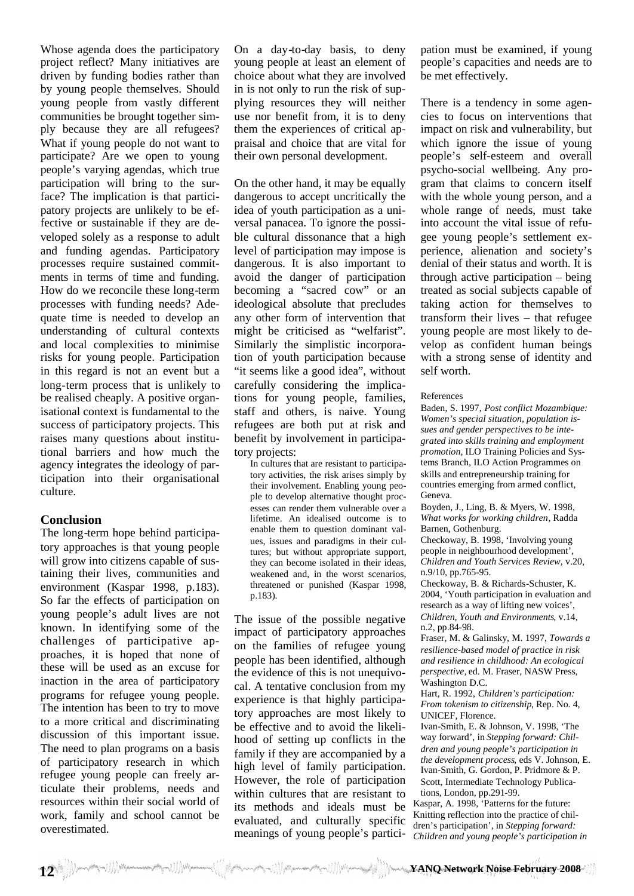Whose agenda does the participatory project reflect? Many initiatives are driven by funding bodies rather than by young people themselves. Should young people from vastly different communities be brought together simply because they are all refugees? What if young people do not want to participate? Are we open to young people's varying agendas, which true participation will bring to the surface? The implication is that participatory projects are unlikely to be effective or sustainable if they are developed solely as a response to adult and funding agendas. Participatory processes require sustained commitments in terms of time and funding. How do we reconcile these long-term processes with funding needs? Adequate time is needed to develop an understanding of cultural contexts and local complexities to minimise risks for young people. Participation in this regard is not an event but a long-term process that is unlikely to be realised cheaply. A positive organisational context is fundamental to the success of participatory projects. This raises many questions about institutional barriers and how much the agency integrates the ideology of participation into their organisational culture.

## Conclusion

The long-term hope behind participatory approaches is that young people will grow into citizens capable of sustaining their lives, communities and environment (Kaspar 1998, p.183). So far the effects of participation on young people's adult lives are not known. In identifying some of the challenges of participative approaches, it is hoped that none of these will be used as an excuse for inaction in the area of participatory programs for refugee young people. The intention has been to try to move to a more critical and discriminating discussion of this important issue. The need to plan programs on a basis of participatory research in which refugee young people can freely articulate their problems, needs and resources within their social world of work, family and school cannot be overestimated.

On a day-to-day basis, to deny young people at least an element of choice about what they are involved in is not only to run the risk of supplying resources they will neither use nor benefit from, it is to deny them the experiences of critical appraisal and choice that are vital for their own personal development.

On the other hand, it may be equally dangerous to accept uncritically the idea of youth participation as a universal panacea. To ignore the possible cultural dissonance that a high level of participation may impose is dangerous. It is also important to avoid the danger of participation becoming a "sacred cow" or an ideological absolute that precludes any other form of intervention that might be criticised as "welfarist". Similarly the simplistic incorporation of youth participation because "it seems like a good idea", without carefully considering the implications for young people, families, staff and others, is naive. Young refugees are both put at risk and benefit by involvement in participatory projects:

> In cultures that are resistant to participatory activities, the risk arises simply by their involvement. Enabling young people to develop alternative thought processes can render them vulnerable over a lifetime. An idealised outcome is to enable them to question dominant values, issues and paradigms in their cultures; but without appropriate support, they can become isolated in their ideas, weakened and, in the worst scenarios, threatened or punished (Kaspar 1998, p.183).

The issue of the possible negative impact of participatory approaches on the families of refugee young people has been identified, although the evidence of this is not unequivocal. A tentative conclusion from my experience is that highly participatory approaches are most likely to be effective and to avoid the likelihood of setting up conflicts in the family if they are accompanied by a high level of family participation. However, the role of participation within cultures that are resistant to its methods and ideals must be evaluated, and culturally specific meanings of young people's participation must be examined, if young people's capacities and needs are to be met effectively.

There is a tendency in some agencies to focus on interventions that impact on risk and vulnerability, but which ignore the issue of young people's self-esteem and overall psycho-social wellbeing. Any program that claims to concern itself with the whole young person, and a whole range of needs, must take into account the vital issue of refugee young people's settlement experience, alienation and society's denial of their status and worth. It is through active participation – being treated as social subjects capable of taking action for themselves to transform their lives – that refugee young people are most likely to develop as confident human beings with a strong sense of identity and self worth.

References

Baden, S. 1997, *Post conflict Mozambique: Women's special situation, population issues and gender perspectives to be integrated into skills training and employment promotion*, ILO Training Policies and Systems Branch, ILO Action Programmes on skills and entrepreneurship training for countries emerging from armed conflict, Geneva.

Boyden, J., Ling, B. & Myers, W. 1998, *What works for working children*, Radda Barnen, Gothenburg.

Checkoway, B. 1998, 'Involving young people in neighbourhood development', *Children and Youth Services Review*, v.20, n.9/10, pp.765-95.

Checkoway, B. & Richards-Schuster, K. 2004, 'Youth participation in evaluation and research as a way of lifting new voices', *Children, Youth and Environments*, v.14, n.2, pp.84-98.

Fraser, M. & Galinsky, M. 1997, *Towards a resilience-based model of practice in risk and resilience in childhood: An ecological perspective*, ed. M. Fraser, NASW Press, Washington D.C.

Hart, R. 1992, *Children's participation: From tokenism to citizenship*, Rep. No. 4, UNICEF, Florence.

Ivan-Smith, E. & Johnson, V. 1998, 'The way forward', in *Stepping forward: Children and young people's participation in the development process*, eds V. Johnson, E. Ivan-Smith, G. Gordon, P. Pridmore & P. Scott, Intermediate Technology Publications, London, pp.291-99.

Kaspar, A. 1998, 'Patterns for the future: Knitting reflection into the practice of children's participation', in *Stepping forward: Children and young people's participation in*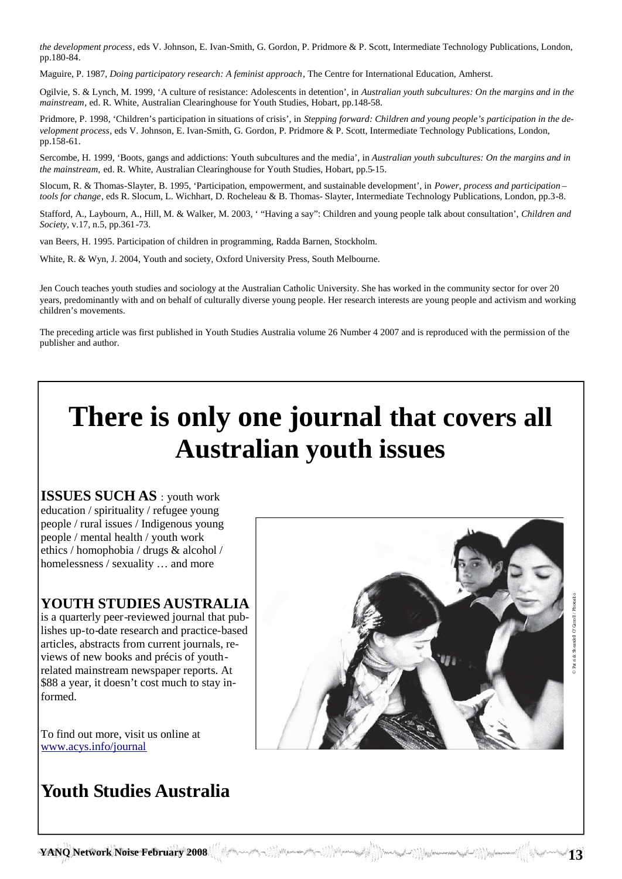*the development process*, eds V. Johnson, E. Ivan-Smith, G. Gordon, P. Pridmore & P. Scott, Intermediate Technology Publications, London, pp.180-84.

Maguire, P. 1987, *Doing participatory research: A feminist approach*, The Centre for International Education, Amherst.

Ogilvie, S. & Lynch, M. 1999, 'A culture of resistance: Adolescents in detention', in *Australian youth subcultures: On the margins and in the mainstream*, ed. R. White, Australian Clearinghouse for Youth Studies, Hobart, pp.148-58.

Pridmore, P. 1998, 'Children's participation in situations of crisis', in *Stepping forward: Children and young people's participation in the development process*, eds V. Johnson, E. Ivan-Smith, G. Gordon, P. Pridmore & P. Scott, Intermediate Technology Publications, London, pp.158-61.

Sercombe, H. 1999, 'Boots, gangs and addictions: Youth subcultures and the media', in *Australian youth subcultures: On the margins and in the mainstream*, ed. R. White, Australian Clearinghouse for Youth Studies, Hobart, pp.5-15.

Slocum, R. & Thomas-Slayter, B. 1995, 'Participation, empowerment, and sustainable development', in *Power, process and participation – tools for change*, eds R. Slocum, L. Wichhart, D. Rocheleau & B. Thomas- Slayter, Intermediate Technology Publications, London, pp.3-8.

Stafford, A., Laybourn, A., Hill, M. & Walker, M. 2003, ' "Having a say": Children and young people talk about consultation', *Children and Society*, v.17, n.5, pp.361-73.

van Beers, H. 1995. Participation of children in programming, Radda Barnen, Stockholm.

White, R. & Wyn, J. 2004, Youth and society, Oxford University Press, South Melbourne.

Jen Couch teaches youth studies and sociology at the Australian Catholic University. She has worked in the community sector for over 20 years, predominantly with and on behalf of culturally diverse young people. Her research interests are young people and activism and working children's movements.

The preceding article was first published in Youth Studies Australia volume 26 Number 4 2007 and is reproduced with the permission of the publisher and author.

# There is only one journal that covers all Australian youth issues

**ISSUES SUCH AS** : youth work education / spirituality / refugee young people / rural issues / Indigenous young people / mental health / youth work ethics / homophobia / drugs & alcohol / homelessness / sexuality … and more

**YOUTH STUDIES AUSTRALIA** is a quarterly peer-reviewed journal that publishes up-to-date research and practice-based articles, abstracts from current journals, reviews of new books and précis of youth-related mainstream newspaper reports. At $88 a year, it doesn't cost much to stay informed.

To find out more, visit us online at www.acys.info/journal

© Patrick Sheandell O'Carroll / Photoalto

## Youth Studies Australia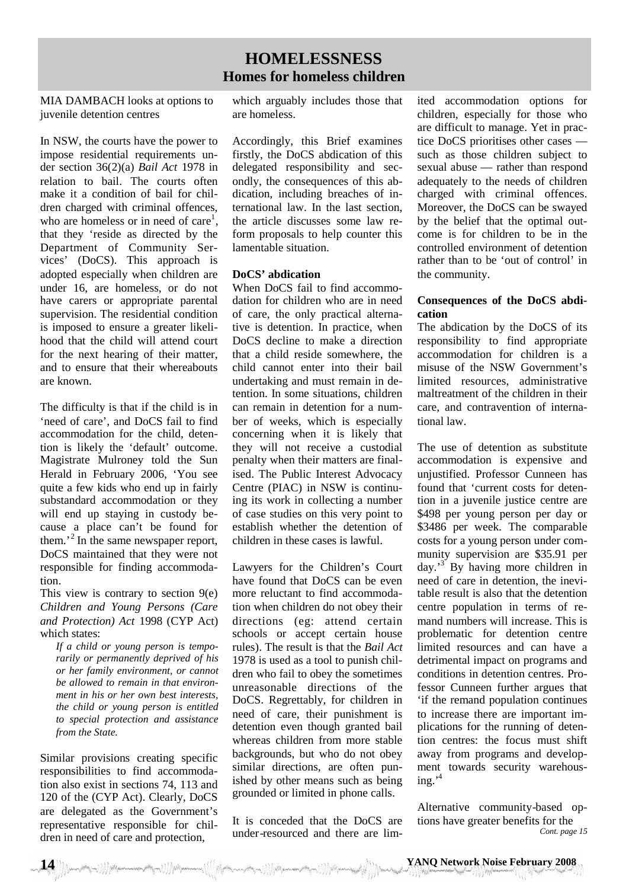# HOMELESSNESS

## Homes for homeless children

MIA DAMBACH looks at options to juvenile detention centres

In NSW, the courts have the power to impose residential requirements under section 36(2)(a) *Bail Act* 1978 in relation to bail. The courts often make it a condition of bail for children charged with criminal offences, who are homeless or in need of care[1], that they 'reside as directed by the Department of Community Services' (DoCS). This approach is adopted especially when children are under 16, are homeless, or do not have carers or appropriate parental supervision. The residential condition is imposed to ensure a greater likelihood that the child will attend court for the next hearing of their matter, and to ensure that their whereabouts are known.

The difficulty is that if the child is in 'need of care', and DoCS fail to find accommodation for the child, detention is likely the 'default' outcome. Magistrate Mulroney told the Sun Herald in February 2006, 'You see quite a few kids who end up in fairly substandard accommodation or they will end up staying in custody because a place can't be found for them.'[2] In the same newspaper report, DoCS maintained that they were not responsible for finding accommodation.

This view is contrary to section 9(e) *Children and Young Persons (Care and Protection) Act* 1998 (CYP Act) which states:

> *If a child or young person is temporarily or permanently deprived of his or her family environment, or cannot be allowed to remain in that environment in his or her own best interests, the child or young person is entitled to special protection and assistance from the State.*

Similar provisions creating specific responsibilities to find accommodation also exist in sections 74, 113 and 120 of the (CYP Act). Clearly, DoCS are delegated as the Government's representative responsible for children in need of care and protection, which arguably includes those that are homeless.

Accordingly, this Brief examines firstly, the DoCS abdication of this delegated responsibility and secondly, the consequences of this abdication, including breaches of international law. In the last section, the article discusses some law reform proposals to help counter this lamentable situation.

### DoCS' abdication

When DoCS fail to find accommodation for children who are in need of care, the only practical alternative is detention. In practice, when DoCS decline to make a direction that a child reside somewhere, the child cannot enter into their bail undertaking and must remain in detention. In some situations, children can remain in detention for a number of weeks, which is especially concerning when it is likely that they will not receive a custodial penalty when their matters are finalised. The Public Interest Advocacy Centre (PIAC) in NSW is continuing its work in collecting a number of case studies on this very point to establish whether the detention of children in these cases is lawful.

Lawyers for the Children's Court have found that DoCS can be even more reluctant to find accommodation when children do not obey their directions (eg: attend certain schools or accept certain house rules). The result is that the *Bail Act* 1978 is used as a tool to punish children who fail to obey the sometimes unreasonable directions of the DoCS. Regrettably, for children in need of care, their punishment is detention even though granted bail whereas children from more stable backgrounds, but who do not obey similar directions, are often punished by other means such as being grounded or limited in phone calls.

It is conceded that the DoCS are under-resourced and there are limited accommodation options for children, especially for those who are difficult to manage. Yet in practice DoCS prioritises other cases — such as those children subject to sexual abuse — rather than respond adequately to the needs of children charged with criminal offences. Moreover, the DoCS can be swayed by the belief that the optimal outcome is for children to be in the controlled environment of detention rather than to be 'out of control' in the community.

### Consequences of the DoCS abdication

The abdication by the DoCS of its responsibility to find appropriate accommodation for children is a misuse of the NSW Government's limited resources, administrative maltreatment of the children in their care, and contravention of international law.

The use of detention as substitute accommodation is expensive and unjustified. Professor Cunneen has found that 'current costs for detention in a juvenile justice centre are \$498 per young person per day or \$3486 per week. The comparable costs for a young person under community supervision are \$35.91 per day.'[3] By having more children in need of care in detention, the inevitable result is also that the detention centre population in terms of remand numbers will increase. This is problematic for detention centre limited resources and can have a detrimental impact on programs and conditions in detention centres. Professor Cunneen further argues that 'if the remand population continues to increase there are important implications for the running of detention centres: the focus must shift away from programs and development towards security warehousing.'[4]

Alternative community-based options have greater benefits for the

*Cont. page 15*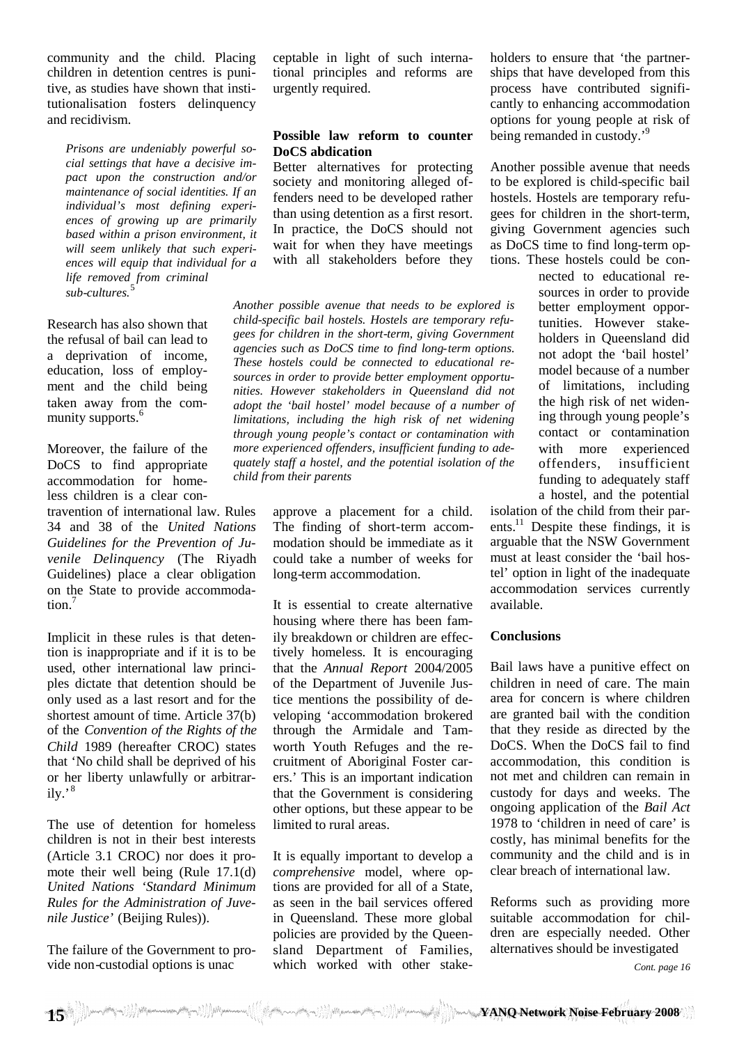community and the child. Placing children in detention centres is punitive, as studies have shown that institutionalisation fosters delinquency and recidivism.

> *Prisons are undeniably powerful social settings that have a decisive impact upon the construction and/or maintenance of social identities. If an individual's most defining experiences of growing up are primarily based within a prison environment, it will seem unlikely that such experiences will equip that individual for a life removed from criminal sub-cultures.*[5]

Research has also shown that the refusal of bail can lead to a deprivation of income, education, loss of employment and the child being taken away from the community supports.[6]

Moreover, the failure of the DoCS to find appropriate accommodation for homeless children is a clear contravention of international law. Rules 34 and 38 of the *United Nations Guidelines for the Prevention of Juvenile Delinquency* (The Riyadh Guidelines) place a clear obligation on the State to provide accommodation.[7]

Implicit in these rules is that detention is inappropriate and if it is to be used, other international law principles dictate that detention should be only used as a last resort and for the shortest amount of time. Article 37(b) of the *Convention of the Rights of the Child* 1989 (hereafter CROC) states that 'No child shall be deprived of his or her liberty unlawfully or arbitrarily.'[8]

The use of detention for homeless children is not in their best interests (Article 3.1 CROC) nor does it promote their well being (Rule 17.1(d) *United Nations 'Standard Minimum Rules for the Administration of Juvenile Justice'* (Beijing Rules)).

The failure of the Government to provide non-custodial options is unacceptable in light of such international principles and reforms are urgently required.

**Possible law reform to counter DoCS abdication**

Better alternatives for protecting society and monitoring alleged offenders need to be developed rather than using detention as a first resort. In practice, the DoCS should not wait for when they have meetings with all stakeholders before they approve a placement for a child. The finding of short-term accommodation should be immediate as it could take a number of weeks for long-term accommodation.

It is essential to create alternative housing where there has been family breakdown or children are effectively homeless. It is encouraging that the *Annual Report* 2004/2005 of the Department of Juvenile Justice mentions the possibility of developing 'accommodation brokered through the Armidale and Tamworth Youth Refuges and the recruitment of Aboriginal Foster carers.' This is an important indication that the Government is considering other options, but these appear to be limited to rural areas.

It is equally important to develop a *comprehensive* model, where options are provided for all of a State, as seen in the bail services offered in Queensland. These more global policies are provided by the Queensland Department of Families, which worked with other stakeholders to ensure that 'the partnerships that have developed from this process have contributed significantly to enhancing accommodation options for young people at risk of being remanded in custody.'[9]

> *Another possible avenue that needs to be explored is child-specific bail hostels. Hostels are temporary refugees for children in the short-term, giving Government agencies such as DoCS time to find long-term options. These hostels could be connected to educational resources in order to provide better employment opportunities. However stakeholders in Queensland did not adopt the 'bail hostel' model because of a number of limitations, including the high risk of net widening through young people's contact or contamination with more experienced offenders, insufficient funding to adequately staff a hostel, and the potential isolation of the child from their parents*

Another possible avenue that needs to be explored is child-specific bail hostels. Hostels are temporary refugees for children in the short-term, giving Government agencies such as DoCS time to find long-term options. These hostels could be connected to educational resources in order to provide better employment opportunities. However stakeholders in Queensland did not adopt the 'bail hostel' model because of a number of limitations, including the high risk of net widening through young people's contact or contamination with more experienced offenders, insufficient funding to adequately staff a hostel, and the potential isolation of the child from their parents.[11] Despite these findings, it is arguable that the NSW Government must at least consider the 'bail hostel' option in light of the inadequate accommodation services currently available.

**Conclusions**

Bail laws have a punitive effect on children in need of care. The main area for concern is where children are granted bail with the condition that they reside as directed by the DoCS. When the DoCS fail to find accommodation, this condition is not met and children can remain in custody for days and weeks. The ongoing application of the *Bail Act* 1978 to 'children in need of care' is costly, has minimal benefits for the community and the child and is in clear breach of international law.

Reforms such as providing more suitable accommodation for children are especially needed. Other alternatives should be investigated

*Cont. page 16*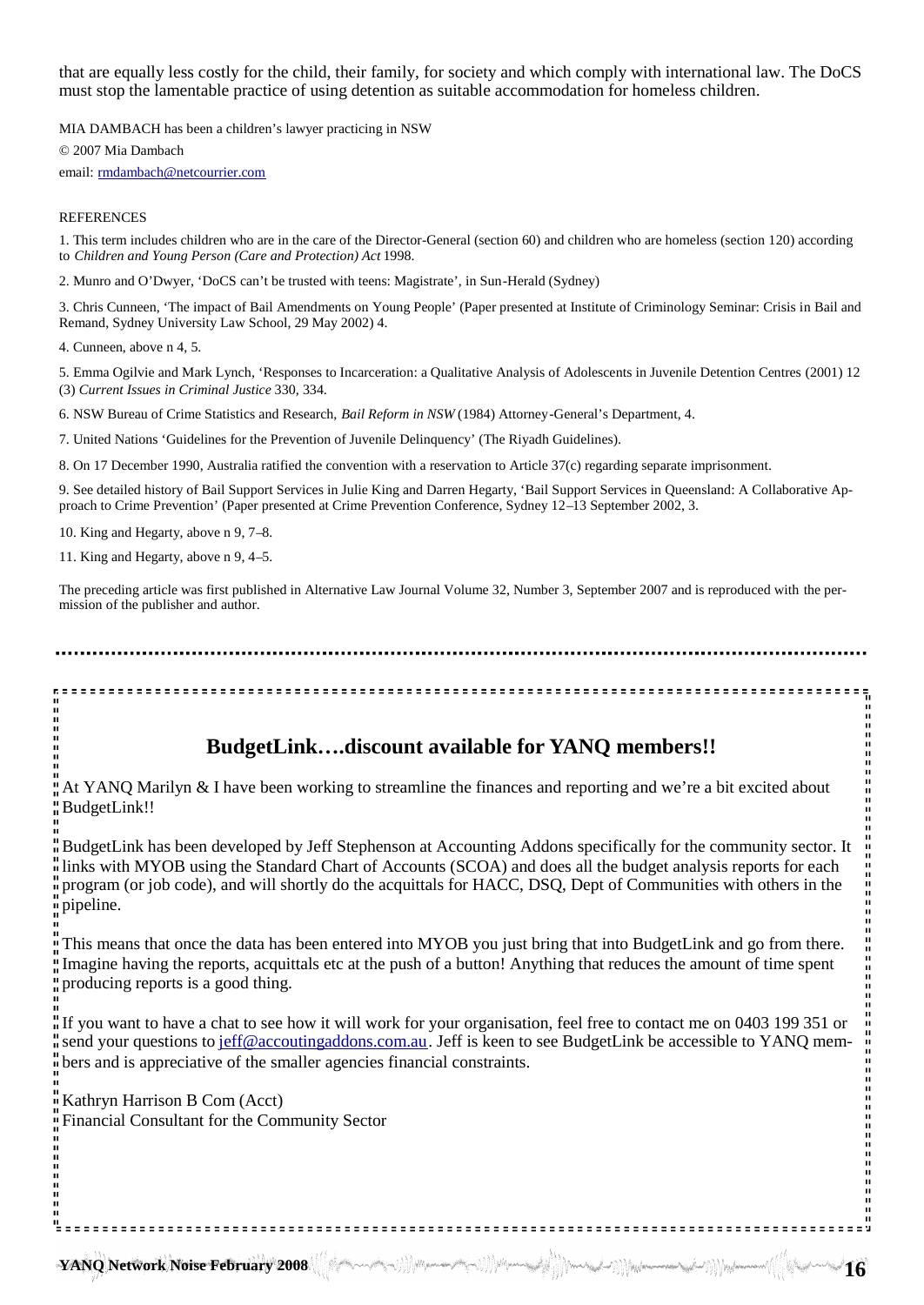that are equally less costly for the child, their family, for society and which comply with international law. The DoCS must stop the lamentable practice of using detention as suitable accommodation for homeless children.

MIA DAMBACH has been a children's lawyer practicing in NSW

© 2007 Mia Dambach

email: rmdambach@netcourrier.com

REFERENCES

1. This term includes children who are in the care of the Director-General (section 60) and children who are homeless (section 120) according to *Children and Young Person (Care and Protection) Act* 1998.

2. Munro and O'Dwyer, 'DoCS can't be trusted with teens: Magistrate', in Sun-Herald (Sydney)

3. Chris Cunneen, 'The impact of Bail Amendments on Young People' (Paper presented at Institute of Criminology Seminar: Crisis in Bail and Remand, Sydney University Law School, 29 May 2002) 4.

4. Cunneen, above n 4, 5.

5. Emma Ogilvie and Mark Lynch, 'Responses to Incarceration: a Qualitative Analysis of Adolescents in Juvenile Detention Centres (2001) 12 (3) *Current Issues in Criminal Justice* 330, 334.

6. NSW Bureau of Crime Statistics and Research, *Bail Reform in NSW* (1984) Attorney-General's Department, 4.

7. United Nations 'Guidelines for the Prevention of Juvenile Delinquency' (The Riyadh Guidelines).

8. On 17 December 1990, Australia ratified the convention with a reservation to Article 37(c) regarding separate imprisonment.

9. See detailed history of Bail Support Services in Julie King and Darren Hegarty, 'Bail Support Services in Queensland: A Collaborative Approach to Crime Prevention' (Paper presented at Crime Prevention Conference, Sydney 12–13 September 2002, 3.

10. King and Hegarty, above n 9, 7–8.

11. King and Hegarty, above n 9, 4–5.

The preceding article was first published in Alternative Law Journal Volume 32, Number 3, September 2007 and is reproduced with the permission of the publisher and author.

## BudgetLink….discount available for YANQ members!!

At YANQ Marilyn & I have been working to streamline the finances and reporting and we're a bit excited about BudgetLink!!

BudgetLink has been developed by Jeff Stephenson at Accounting Addons specifically for the community sector. It links with MYOB using the Standard Chart of Accounts (SCOA) and does all the budget analysis reports for each program (or job code), and will shortly do the acquittals for HACC, DSQ, Dept of Communities with others in the pipeline.

This means that once the data has been entered into MYOB you just bring that into BudgetLink and go from there. Imagine having the reports, acquittals etc at the push of a button! Anything that reduces the amount of time spent producing reports is a good thing.

If you want to have a chat to see how it will work for your organisation, feel free to contact me on 0403 199 351 or send your questions to jeff@accoutingaddons.com.au. Jeff is keen to see BudgetLink be accessible to YANQ members and is appreciative of the smaller agencies financial constraints.

Kathryn Harrison B Com (Acct)
Financial Consultant for the Community Sector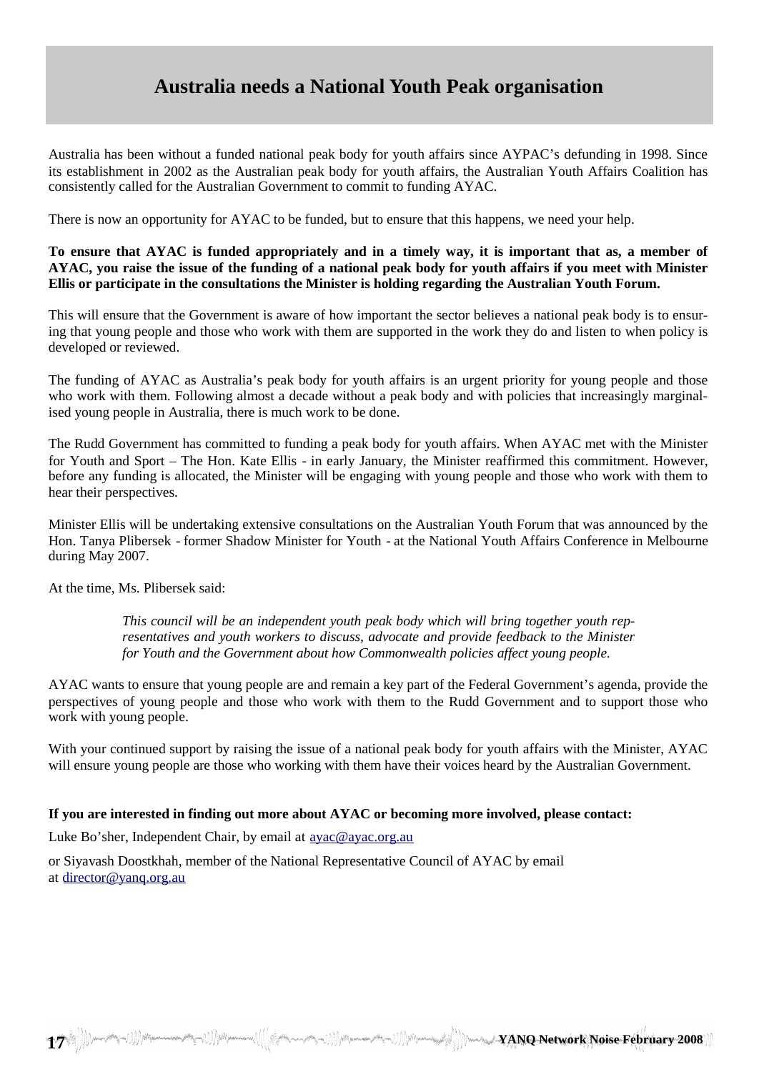# Australia needs a National Youth Peak organisation

Australia has been without a funded national peak body for youth affairs since AYPAC's defunding in 1998. Since its establishment in 2002 as the Australian peak body for youth affairs, the Australian Youth Affairs Coalition has consistently called for the Australian Government to commit to funding AYAC.

There is now an opportunity for AYAC to be funded, but to ensure that this happens, we need your help.

**To ensure that AYAC is funded appropriately and in a timely way, it is important that as, a member of AYAC, you raise the issue of the funding of a national peak body for youth affairs if you meet with Minister Ellis or participate in the consultations the Minister is holding regarding the Australian Youth Forum.**

This will ensure that the Government is aware of how important the sector believes a national peak body is to ensuring that young people and those who work with them are supported in the work they do and listen to when policy is developed or reviewed.

The funding of AYAC as Australia's peak body for youth affairs is an urgent priority for young people and those who work with them. Following almost a decade without a peak body and with policies that increasingly marginalised young people in Australia, there is much work to be done.

The Rudd Government has committed to funding a peak body for youth affairs. When AYAC met with the Minister for Youth and Sport – The Hon. Kate Ellis - in early January, the Minister reaffirmed this commitment. However, before any funding is allocated, the Minister will be engaging with young people and those who work with them to hear their perspectives.

Minister Ellis will be undertaking extensive consultations on the Australian Youth Forum that was announced by the Hon. Tanya Plibersek - former Shadow Minister for Youth - at the National Youth Affairs Conference in Melbourne during May 2007.

At the time, Ms. Plibersek said:

> *This council will be an independent youth peak body which will bring together youth representatives and youth workers to discuss, advocate and provide feedback to the Minister for Youth and the Government about how Commonwealth policies affect young people.*

AYAC wants to ensure that young people are and remain a key part of the Federal Government's agenda, provide the perspectives of young people and those who work with them to the Rudd Government and to support those who work with young people.

With your continued support by raising the issue of a national peak body for youth affairs with the Minister, AYAC will ensure young people are those who working with them have their voices heard by the Australian Government.

**If you are interested in finding out more about AYAC or becoming more involved, please contact:**

Luke Bo'sher, Independent Chair, by email at ayac@ayac.org.au

or Siyavash Doostkhah, member of the National Representative Council of AYAC by email at director@yanq.org.au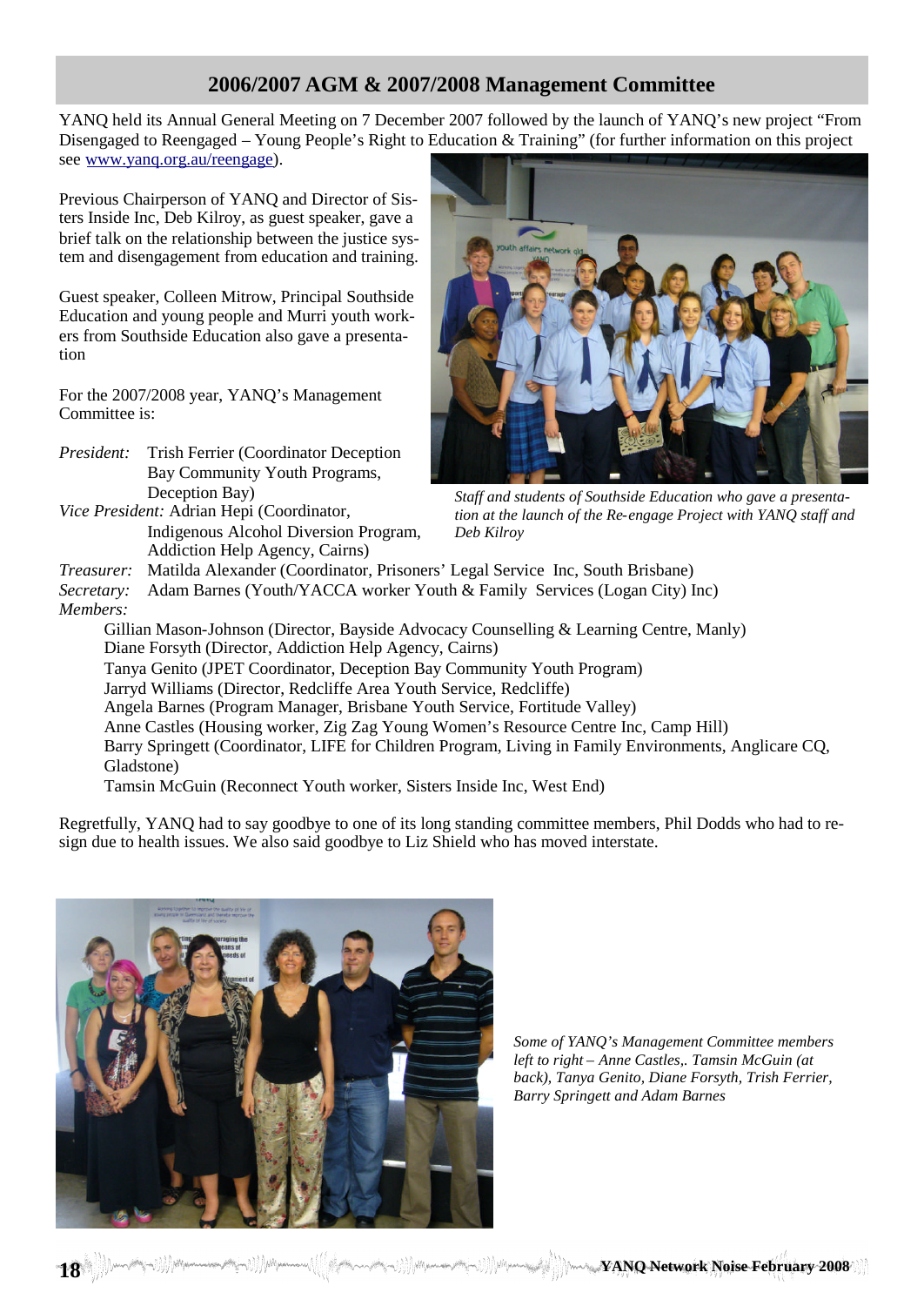## 2006/2007 AGM & 2007/2008 Management Committee

YANQ held its Annual General Meeting on 7 December 2007 followed by the launch of YANQ's new project "From Disengaged to Reengaged – Young People's Right to Education & Training" (for further information on this project see www.yanq.org.au/reengage).

Previous Chairperson of YANQ and Director of Sisters Inside Inc, Deb Kilroy, as guest speaker, gave a brief talk on the relationship between the justice system and disengagement from education and training.

Guest speaker, Colleen Mitrow, Principal Southside Education and young people and Murri youth workers from Southside Education also gave a presentation

*Staff and students of Southside Education who gave a presentation at the launch of the Re-engage Project with YANQ staff and Deb Kilroy*

For the 2007/2008 year, YANQ's Management Committee is:

*President:* Trish Ferrier (Coordinator Deception Bay Community Youth Programs, Deception Bay)
*Vice President:* Adrian Hepi (Coordinator, Indigenous Alcohol Diversion Program, Addiction Help Agency, Cairns)
*Treasurer:* Matilda Alexander (Coordinator, Prisoners' Legal Service Inc, South Brisbane)
*Secretary:* Adam Barnes (Youth/YACCA worker Youth & Family Services (Logan City) Inc)
*Members:*

- Gillian Mason-Johnson (Director, Bayside Advocacy Counselling & Learning Centre, Manly)
- Diane Forsyth (Director, Addiction Help Agency, Cairns)
- Tanya Genito (JPET Coordinator, Deception Bay Community Youth Program)
- Jarryd Williams (Director, Redcliffe Area Youth Service, Redcliffe)
- Angela Barnes (Program Manager, Brisbane Youth Service, Fortitude Valley)
- Anne Castles (Housing worker, Zig Zag Young Women's Resource Centre Inc, Camp Hill)
- Barry Springett (Coordinator, LIFE for Children Program, Living in Family Environments, Anglicare CQ, Gladstone)
- Tamsin McGuin (Reconnect Youth worker, Sisters Inside Inc, West End)

Regretfully, YANQ had to say goodbye to one of its long standing committee members, Phil Dodds who had to resign due to health issues. We also said goodbye to Liz Shield who has moved interstate.

*Some of YANQ's Management Committee members left to right – Anne Castles,. Tamsin McGuin (at back), Tanya Genito, Diane Forsyth, Trish Ferrier, Barry Springett and Adam Barnes*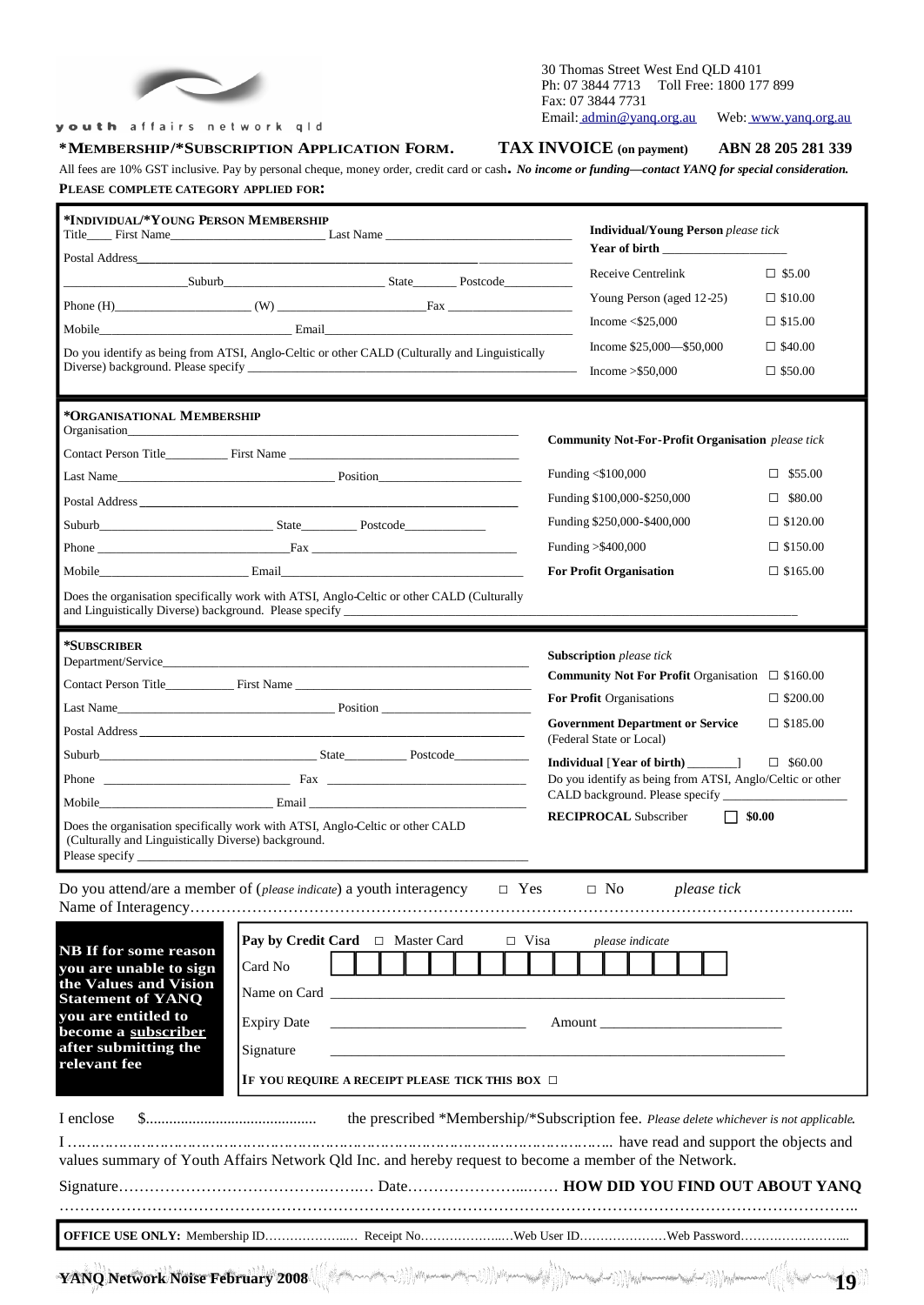youth affairs network qld

30 Thomas Street West End QLD 4101
Ph: 07 3844 7713 Toll Free: 1800 177 899
Fax: 07 3844 7731
Email: admin@yanq.org.au Web: www.yanq.org.au

## *MEMBERSHIP/*SUBSCRIPTION APPLICATION FORM. TAX INVOICE (on payment) ABN 28 205 281 339

All fees are 10% GST inclusive. Pay by personal cheque, money order, credit card or cash. *No income or funding—contact YANQ for special consideration.*

**PLEASE COMPLETE CATEGORY APPLIED FOR:**

### *INDIVIDUAL/*YOUNG PERSON MEMBERSHIP

Title____ First Name______________________ Last Name ______________________

Postal Address__________________________________________________________

__________________Suburb______________________ State_______ Postcode__________

Phone (H)____________________ (W) ______________________Fax __________________

Mobile____________________________ Email___________________________________

Do you identify as being from ATSI, Anglo-Celtic or other CALD (Culturally and Linguistically Diverse) background. Please specify ______________________________________________

**Individual/Young Person** *please tick*

**Year of birth** ___________________

| | |
|---|---|
| Receive Centrelink | ☐ $5.00 |
| Young Person (aged 12-25) | ☐ $10.00 |
| Income <$25,000 | ☐ $15.00 |
| Income $25,000—$50,000 | ☐ $40.00 |
| Income >$50,000 | ☐ $50.00 |

### *ORGANISATIONAL MEMBERSHIP

Organisation____________________________________________________________

Contact Person Title_________ First Name ____________________________________

Last Name________________________________ Position_______________________

Postal Address ___________________________________________________________

Suburb__________________________ State_________ Postcode____________

Phone ____________________________Fax ______________________________

Mobile______________________ Email___________________________________

Does the organisation specifically work with ATSI, Anglo-Celtic or other CALD (Culturally and Linguistically Diverse) background. Please specify ______________________________________

**Community Not-For-Profit Organisation** *please tick*

| | |
|---|---|
| Funding <$100,000 | ☐ $55.00 |
| Funding $100,000-$250,000 | ☐ $80.00 |
| Funding $250,000-$400,000 | ☐ $120.00 |
| Funding >$400,000 | ☐ $150.00 |
| **For Profit Organisation** | ☐ $165.00 |

### *SUBSCRIBER

Department/Service_________________________________________________________

Contact Person Title__________ First Name _____________________________________

Last Name_________________________________ Position __________________________

Postal Address ____________________________________________________________

Suburb________________________________ State_________ Postcode____________

Phone ____________________________ Fax ______________________________

Mobile_____________________________ Email ______________________________

Does the organisation specifically work with ATSI, Anglo-Celtic or other CALD (Culturally and Linguistically Diverse) background.
Please specify ____________________________________________________________

**Subscription** *please tick*

| | |
|---|---|
| **Community Not For Profit** Organisation | ☐ $160.00 |
| **For Profit** Organisations | ☐ $200.00 |
| **Government Department or Service** (Federal State or Local) | ☐ $185.00 |
| **Individual** [**Year of birth**) ________] | ☐ $60.00 |

Do you identify as being from ATSI, Anglo/Celtic or other CALD background. Please specify ___________________

**RECIPROCAL** Subscriber ☐ **$0.00**

Do you attend/are a member of (*please indicate*) a youth interagency ☐ Yes ☐ No *please tick*

Name of Interagency……………………………………………………………………………………………………………...

**NB If for some reason you are unable to sign the Values and Vision Statement of YANQ you are entitled to become a subscriber after submitting the relevant fee**

**Pay by Credit Card** ☐ Master Card ☐ Visa *please indicate*

Card No ☐☐☐☐☐☐☐☐☐☐☐☐☐☐☐☐

Name on Card ____________________________________________________________

Expiry Date ______________________ Amount ______________________

Signature ____________________________________________________________

**IF YOU REQUIRE A RECEIPT PLEASE TICK THIS BOX** ☐

I enclose $........................................... the prescribed *Membership/*Subscription fee. *Please delete whichever is not applicable.*

I ………………………………………………………………………………………………….. have read and support the objects and values summary of Youth Affairs Network Qld Inc. and hereby request to become a member of the Network.

Signature………………………………….……… Date……………………...…… **HOW DID YOU FIND OUT ABOUT YANQ**

……………………………………………………………………………………………………………………………………..

**OFFICE USE ONLY:** Membership ID………………...… Receipt No………………...…Web User ID…………………Web Password……………………...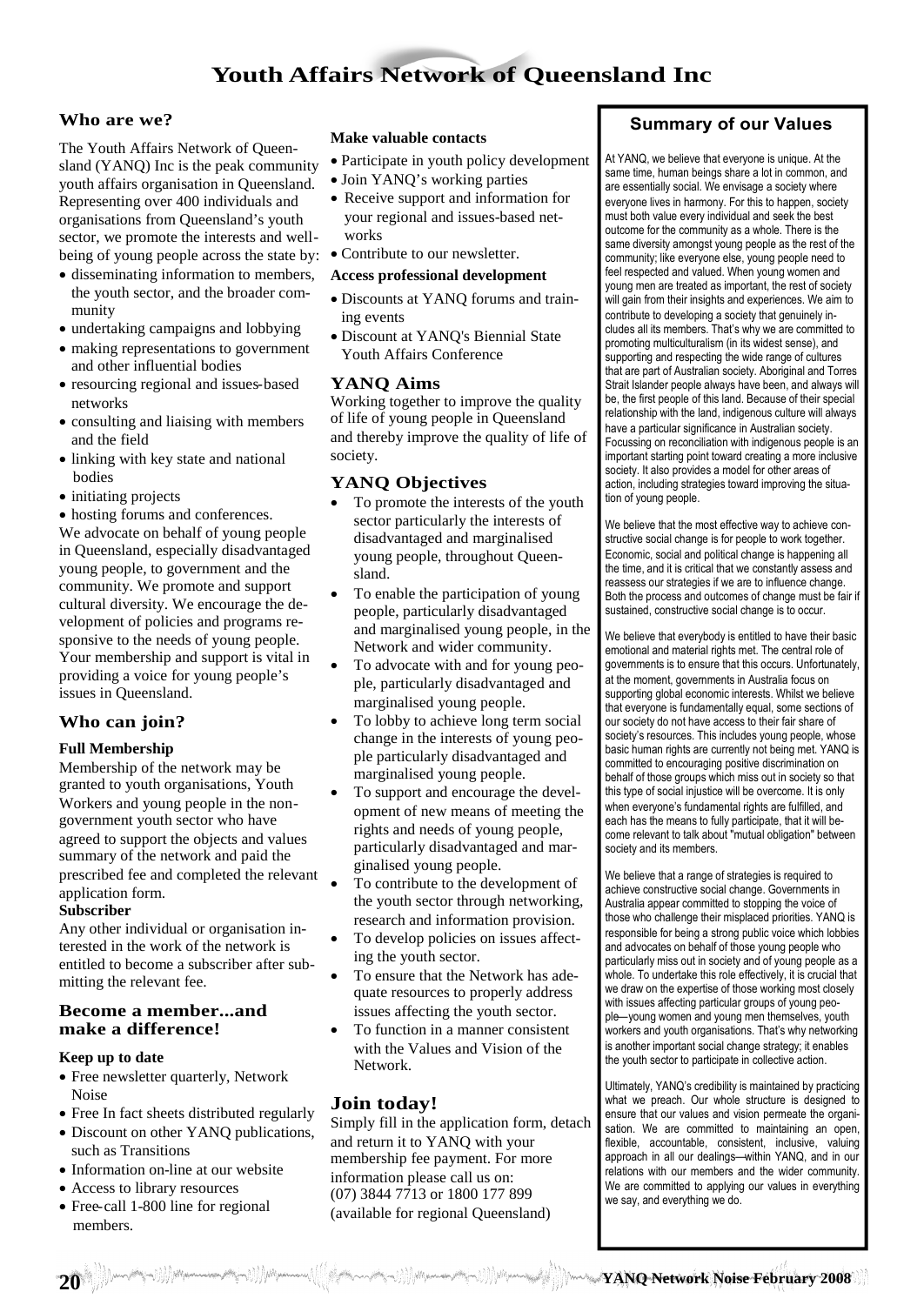# Youth Affairs Network of Queensland Inc

## Who are we?

The Youth Affairs Network of Queensland (YANQ) Inc is the peak community youth affairs organisation in Queensland. Representing over 400 individuals and organisations from Queensland's youth sector, we promote the interests and well-being of young people across the state by:

- disseminating information to members, the youth sector, and the broader community
- undertaking campaigns and lobbying
- making representations to government and other influential bodies
- resourcing regional and issues-based networks
- consulting and liaising with members and the field
- linking with key state and national bodies
- initiating projects
- hosting forums and conferences.

We advocate on behalf of young people in Queensland, especially disadvantaged young people, to government and the community. We promote and support cultural diversity. We encourage the development of policies and programs responsive to the needs of young people. Your membership and support is vital in providing a voice for young people's issues in Queensland.

## Who can join?

**Full Membership**

Membership of the network may be granted to youth organisations, Youth Workers and young people in the non-government youth sector who have agreed to support the objects and values summary of the network and paid the prescribed fee and completed the relevant application form.

**Subscriber**

Any other individual or organisation interested in the work of the network is entitled to become a subscriber after submitting the relevant fee.

## Become a member...and make a difference!

**Keep up to date**

- Free newsletter quarterly, Network Noise
- Free In fact sheets distributed regularly
- Discount on other YANQ publications, such as Transitions
- Information on-line at our website
- Access to library resources
- Free-call 1-800 line for regional members.

**Make valuable contacts**

- Participate in youth policy development
- Join YANQ's working parties
- Receive support and information for your regional and issues-based networks
- Contribute to our newsletter.

**Access professional development**

- Discounts at YANQ forums and training events
- Discount at YANQ's Biennial State Youth Affairs Conference

## YANQ Aims

Working together to improve the quality of life of young people in Queensland and thereby improve the quality of life of society.

## YANQ Objectives

- To promote the interests of the youth sector particularly the interests of disadvantaged and marginalised young people, throughout Queensland.
- To enable the participation of young people, particularly disadvantaged and marginalised young people, in the Network and wider community.
- To advocate with and for young people, particularly disadvantaged and marginalised young people.
- To lobby to achieve long term social change in the interests of young people particularly disadvantaged and marginalised young people.
- To support and encourage the development of new means of meeting the rights and needs of young people, particularly disadvantaged and marginalised young people.
- To contribute to the development of the youth sector through networking, research and information provision.
- To develop policies on issues affecting the youth sector.
- To ensure that the Network has adequate resources to properly address issues affecting the youth sector.
- To function in a manner consistent with the Values and Vision of the Network.

## Join today!

Simply fill in the application form, detach and return it to YANQ with your membership fee payment. For more information please call us on:
(07) 3844 7713 or 1800 177 899
(available for regional Queensland)

## Summary of our Values

At YANQ, we believe that everyone is unique. At the same time, human beings share a lot in common, and are essentially social. We envisage a society where everyone lives in harmony. For this to happen, society must both value every individual and seek the best outcome for the community as a whole. There is the same diversity amongst young people as the rest of the community; like everyone else, young people need to feel respected and valued. When young women and young men are treated as important, the rest of society will gain from their insights and experiences. We aim to contribute to developing a society that genuinely includes all its members. That's why we are committed to promoting multiculturalism (in its widest sense), and supporting and respecting the wide range of cultures that are part of Australian society. Aboriginal and Torres Strait Islander people always have been, and always will be, the first people of this land. Because of their special relationship with the land, indigenous culture will always have a particular significance in Australian society. Focussing on reconciliation with indigenous people is an important starting point toward creating a more inclusive society. It also provides a model for other areas of action, including strategies toward improving the situation of young people.

We believe that the most effective way to achieve constructive social change is for people to work together. Economic, social and political change is happening all the time, and it is critical that we constantly assess and reassess our strategies if we are to influence change. Both the process and outcomes of change must be fair if sustained, constructive social change is to occur.

We believe that everybody is entitled to have their basic emotional and material rights met. The central role of governments is to ensure that this occurs. Unfortunately, at the moment, governments in Australia focus on supporting global economic interests. Whilst we believe that everyone is fundamentally equal, some sections of our society do not have access to their fair share of society's resources. This includes young people, whose basic human rights are currently not being met. YANQ is committed to encouraging positive discrimination on behalf of those groups which miss out in society so that this type of social injustice will be overcome. It is only when everyone's fundamental rights are fulfilled, and each has the means to fully participate, that it will become relevant to talk about "mutual obligation" between society and its members.

We believe that a range of strategies is required to achieve constructive social change. Governments in Australia appear committed to stopping the voice of those who challenge their misplaced priorities. YANQ is responsible for being a strong public voice which lobbies and advocates on behalf of those young people who particularly miss out in society and of young people as a whole. To undertake this role effectively, it is crucial that we draw on the expertise of those working most closely with issues affecting particular groups of young people—young women and young men themselves, youth workers and youth organisations. That's why networking is another important social change strategy; it enables the youth sector to participate in collective action.

Ultimately, YANQ's credibility is maintained by practicing what we preach. Our whole structure is designed to ensure that our values and vision permeate the organisation. We are committed to maintaining an open, flexible, accountable, consistent, inclusive, valuing approach in all our dealings—within YANQ, and in our relations with our members and the wider community. We are committed to applying our values in everything we say, and everything we do.